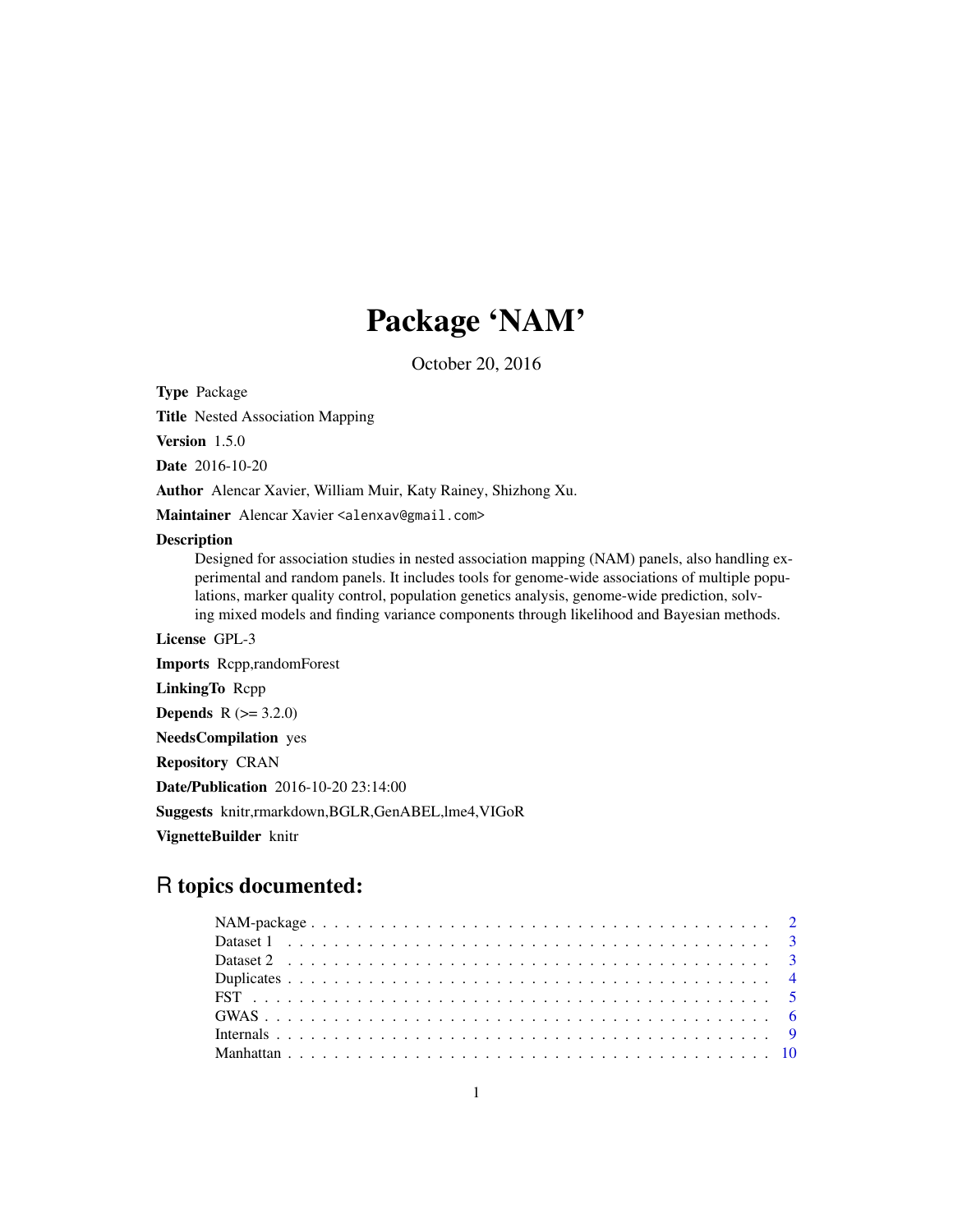# Package 'NAM'

October 20, 2016

**Type** Package

**Title** Nested Association Mapping

**Version** 1.5.0

**Date** 2016-10-20

**Author** Alencar Xavier, William Muir, Katy Rainey, Shizhong Xu.

**Maintainer** Alencar Xavier <alenxav@gmail.com>

**Description**

Designed for association studies in nested association mapping (NAM) panels, also handling experimental and random panels. It includes tools for genome-wide associations of multiple populations, marker quality control, population genetics analysis, genome-wide prediction, solving mixed models and finding variance components through likelihood and Bayesian methods.

**License** GPL-3

**Imports** Rcpp,randomForest

**LinkingTo** Rcpp

**Depends** R (>= 3.2.0)

**NeedsCompilation** yes

**Repository** CRAN

**Date/Publication** 2016-10-20 23:14:00

**Suggests** knitr,rmarkdown,BGLR,GenABEL,lme4,VIGoR

**VignetteBuilder** knitr

## R topics documented:

- NAM-package . . . . . . . . . . . . . . . . . . . . . . . . . . . . . . . . . . . . . 2
- Dataset 1 . . . . . . . . . . . . . . . . . . . . . . . . . . . . . . . . . . . . . . . 3
- Dataset 2 . . . . . . . . . . . . . . . . . . . . . . . . . . . . . . . . . . . . . . . 3
- Duplicates . . . . . . . . . . . . . . . . . . . . . . . . . . . . . . . . . . . . . . 4
- FST . . . . . . . . . . . . . . . . . . . . . . . . . . . . . . . . . . . . . . . . . 5
- GWAS . . . . . . . . . . . . . . . . . . . . . . . . . . . . . . . . . . . . . . . . 6
- Internals . . . . . . . . . . . . . . . . . . . . . . . . . . . . . . . . . . . . . . . 9
- Manhattan . . . . . . . . . . . . . . . . . . . . . . . . . . . . . . . . . . . . . . 10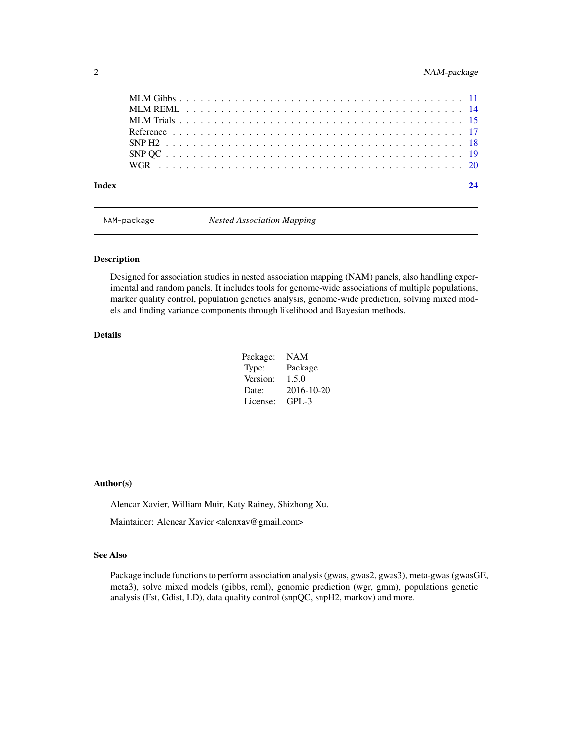MLM Gibbs . . . . . . . . . . . . . . . . . . . . . . . . . . . . . . . . . . . . . . 11
MLM REML . . . . . . . . . . . . . . . . . . . . . . . . . . . . . . . . . . . . . . 14
MLM Trials . . . . . . . . . . . . . . . . . . . . . . . . . . . . . . . . . . . . . . 15
Reference . . . . . . . . . . . . . . . . . . . . . . . . . . . . . . . . . . . . . . 17
SNP H2 . . . . . . . . . . . . . . . . . . . . . . . . . . . . . . . . . . . . . . 18
SNP QC . . . . . . . . . . . . . . . . . . . . . . . . . . . . . . . . . . . . . . 19
WGR . . . . . . . . . . . . . . . . . . . . . . . . . . . . . . . . . . . . . . 20

**Index** **24**

---

NAM-package *Nested Association Mapping*

---

## Description

Designed for association studies in nested association mapping (NAM) panels, also handling experimental and random panels. It includes tools for genome-wide associations of multiple populations, marker quality control, population genetics analysis, genome-wide prediction, solving mixed models and finding variance components through likelihood and Bayesian methods.

## Details

| | |
|---|---|
| Package: | NAM |
| Type: | Package |
| Version: | 1.5.0 |
| Date: | 2016-10-20 |
| License: | GPL-3 |

## Author(s)

Alencar Xavier, William Muir, Katy Rainey, Shizhong Xu.

Maintainer: Alencar Xavier <alenxav@gmail.com>

## See Also

Package include functions to perform association analysis (gwas, gwas2, gwas3), meta-gwas (gwasGE, meta3), solve mixed models (gibbs, reml), genomic prediction (wgr, gmm), populations genetic analysis (Fst, Gdist, LD), data quality control (snpQC, snpH2, markov) and more.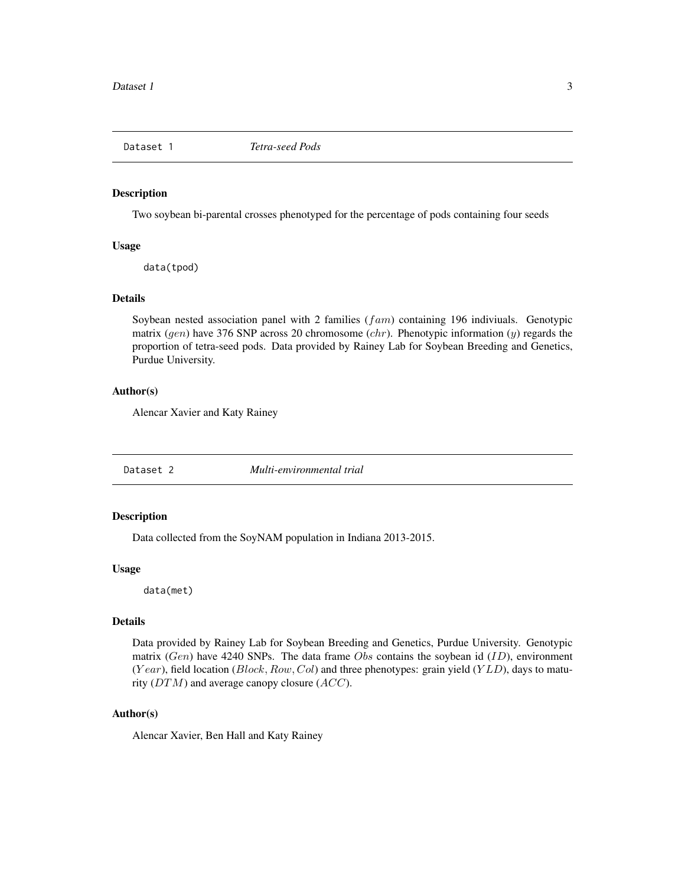## Dataset 1 — *Tetra-seed Pods*

### Description

Two soybean bi-parental crosses phenotyped for the percentage of pods containing four seeds

### Usage

```
data(tpod)
```

### Details

Soybean nested association panel with 2 families ($fam$) containing 196 indiviuals. Genotypic matrix ($gen$) have 376 SNP across 20 chromosome ($chr$). Phenotypic information ($y$) regards the proportion of tetra-seed pods. Data provided by Rainey Lab for Soybean Breeding and Genetics, Purdue University.

### Author(s)

Alencar Xavier and Katy Rainey

## Dataset 2 — *Multi-environmental trial*

### Description

Data collected from the SoyNAM population in Indiana 2013-2015.

### Usage

```
data(met)
```

### Details

Data provided by Rainey Lab for Soybean Breeding and Genetics, Purdue University. Genotypic matrix ($Gen$) have 4240 SNPs. The data frame $Obs$ contains the soybean id ($ID$), environment ($Year$), field location ($Block, Row, Col$) and three phenotypes: grain yield ($YLD$), days to maturity ($DTM$) and average canopy closure ($ACC$).

### Author(s)

Alencar Xavier, Ben Hall and Katy Rainey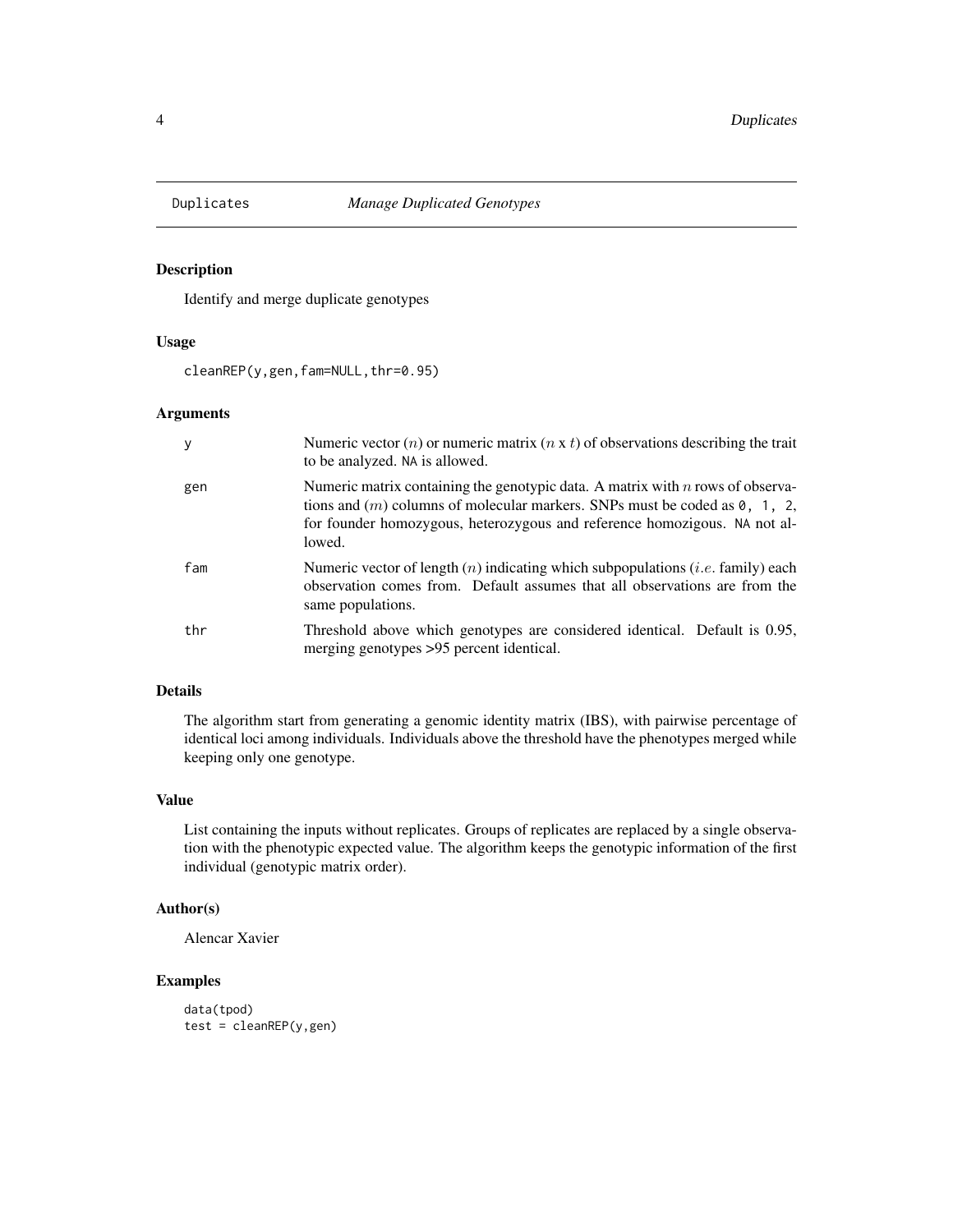Duplicates *Manage Duplicated Genotypes*

## Description

Identify and merge duplicate genotypes

## Usage

```
cleanREP(y,gen,fam=NULL,thr=0.95)
```

## Arguments

| | |
|---|---|
| y | Numeric vector ($n$) or numeric matrix ($n$ x $t$) of observations describing the trait to be analyzed. NA is allowed. |
| gen | Numeric matrix containing the genotypic data. A matrix with $n$ rows of observations and ($m$) columns of molecular markers. SNPs must be coded as 0, 1, 2, for founder homozygous, heterozygous and reference homozigous. NA not allowed. |
| fam | Numeric vector of length ($n$) indicating which subpopulations ($i.e.$ family) each observation comes from. Default assumes that all observations are from the same populations. |
| thr | Threshold above which genotypes are considered identical. Default is 0.95, merging genotypes >95 percent identical. |

## Details

The algorithm start from generating a genomic identity matrix (IBS), with pairwise percentage of identical loci among individuals. Individuals above the threshold have the phenotypes merged while keeping only one genotype.

## Value

List containing the inputs without replicates. Groups of replicates are replaced by a single observation with the phenotypic expected value. The algorithm keeps the genotypic information of the first individual (genotypic matrix order).

## Author(s)

Alencar Xavier

## Examples

```
data(tpod)
test = cleanREP(y,gen)
```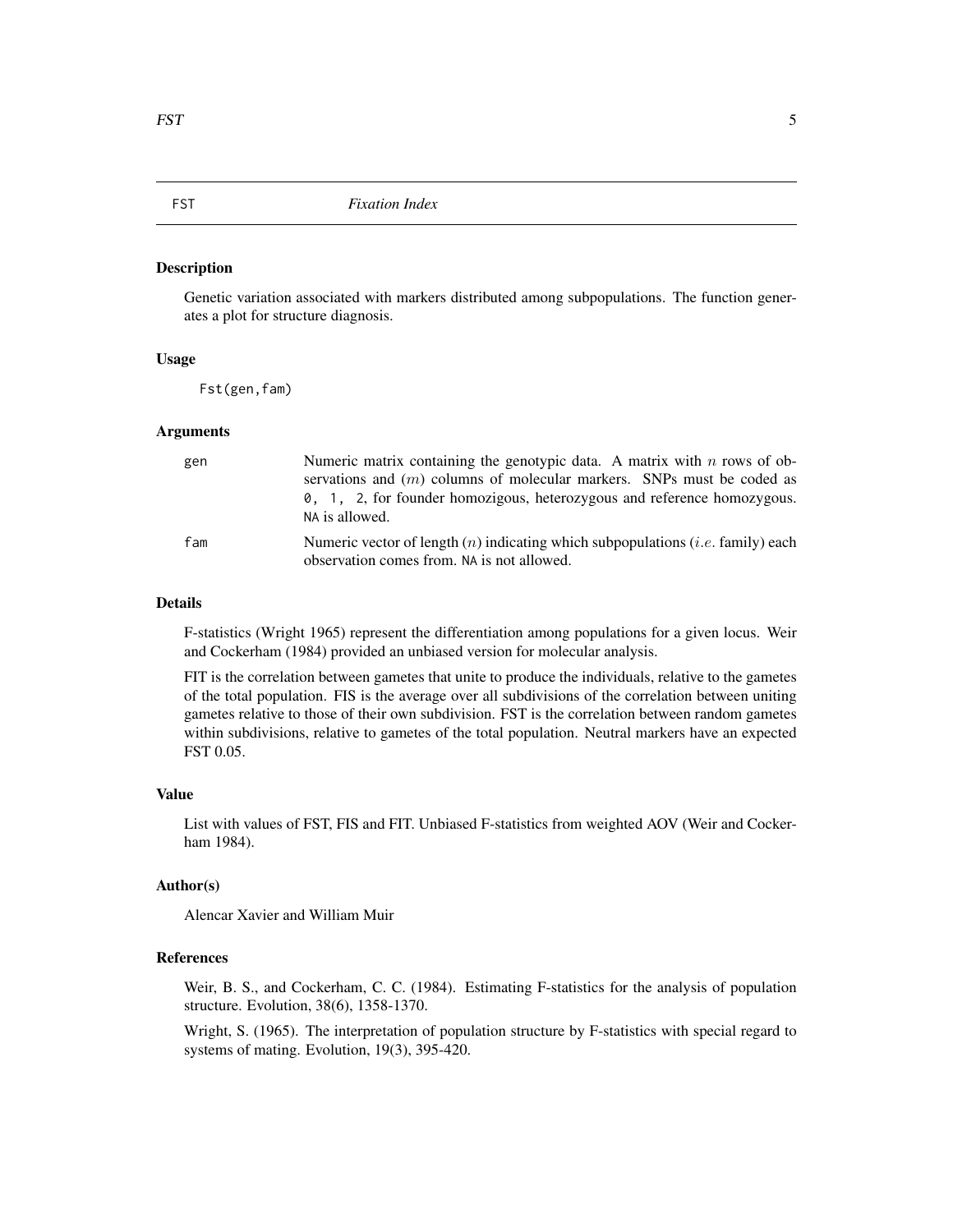# FST *Fixation Index*

## Description

Genetic variation associated with markers distributed among subpopulations. The function generates a plot for structure diagnosis.

## Usage

```
Fst(gen,fam)
```

## Arguments

| | |
|---|---|
| gen | Numeric matrix containing the genotypic data. A matrix with $n$ rows of observations and ($m$) columns of molecular markers. SNPs must be coded as `0, 1, 2`, for founder homozigous, heterozygous and reference homozygous. `NA` is allowed. |
| fam | Numeric vector of length ($n$) indicating which subpopulations ($i.e.$ family) each observation comes from. `NA` is not allowed. |

## Details

F-statistics (Wright 1965) represent the differentiation among populations for a given locus. Weir and Cockerham (1984) provided an unbiased version for molecular analysis.

FIT is the correlation between gametes that unite to produce the individuals, relative to the gametes of the total population. FIS is the average over all subdivisions of the correlation between uniting gametes relative to those of their own subdivision. FST is the correlation between random gametes within subdivisions, relative to gametes of the total population. Neutral markers have an expected FST 0.05.

## Value

List with values of FST, FIS and FIT. Unbiased F-statistics from weighted AOV (Weir and Cockerham 1984).

## Author(s)

Alencar Xavier and William Muir

## References

Weir, B. S., and Cockerham, C. C. (1984). Estimating F-statistics for the analysis of population structure. Evolution, 38(6), 1358-1370.

Wright, S. (1965). The interpretation of population structure by F-statistics with special regard to systems of mating. Evolution, 19(3), 395-420.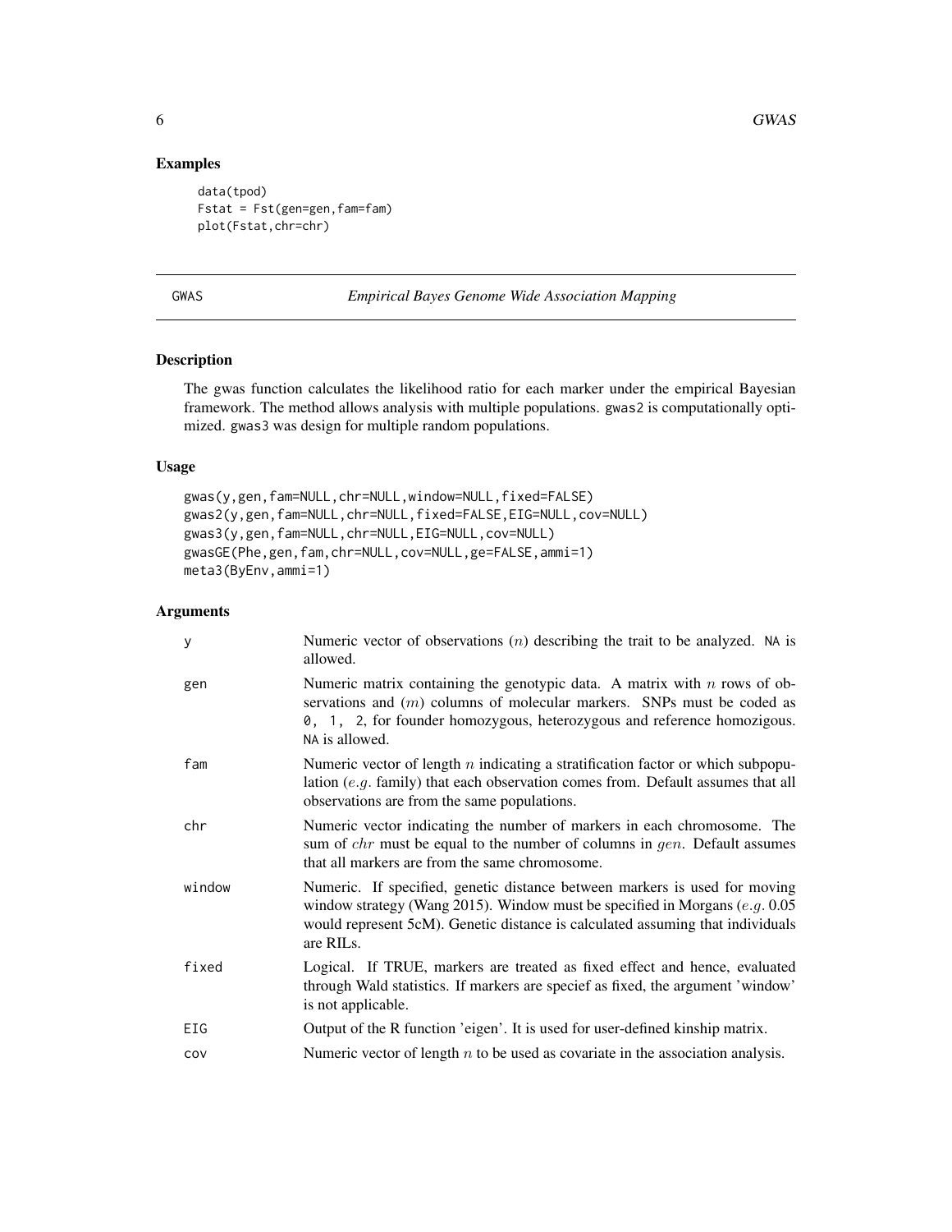## Examples

```
data(tpod)
Fstat = Fst(gen=gen,fam=fam)
plot(Fstat,chr=chr)
```

---

# GWAS — *Empirical Bayes Genome Wide Association Mapping*

---

### Description

The gwas function calculates the likelihood ratio for each marker under the empirical Bayesian framework. The method allows analysis with multiple populations. gwas2 is computationally optimized. gwas3 was design for multiple random populations.

### Usage

```
gwas(y,gen,fam=NULL,chr=NULL,window=NULL,fixed=FALSE)
gwas2(y,gen,fam=NULL,chr=NULL,fixed=FALSE,EIG=NULL,cov=NULL)
gwas3(y,gen,fam=NULL,chr=NULL,EIG=NULL,cov=NULL)
gwasGE(Phe,gen,fam,chr=NULL,cov=NULL,ge=FALSE,ammi=1)
meta3(ByEnv,ammi=1)
```

### Arguments

| | |
|---|---|
| y | Numeric vector of observations ($n$) describing the trait to be analyzed. NA is allowed. |
| gen | Numeric matrix containing the genotypic data. A matrix with $n$ rows of observations and ($m$) columns of molecular markers. SNPs must be coded as 0, 1, 2, for founder homozygous, heterozygous and reference homozigous. NA is allowed. |
| fam | Numeric vector of length $n$ indicating a stratification factor or which subpopulation ($e.g.$ family) that each observation comes from. Default assumes that all observations are from the same populations. |
| chr | Numeric vector indicating the number of markers in each chromosome. The sum of $chr$ must be equal to the number of columns in $gen$. Default assumes that all markers are from the same chromosome. |
| window | Numeric. If specified, genetic distance between markers is used for moving window strategy (Wang 2015). Window must be specified in Morgans ($e.g.$ 0.05 would represent 5cM). Genetic distance is calculated assuming that individuals are RILs. |
| fixed | Logical. If TRUE, markers are treated as fixed effect and hence, evaluated through Wald statistics. If markers are specief as fixed, the argument 'window' is not applicable. |
| EIG | Output of the R function 'eigen'. It is used for user-defined kinship matrix. |
| cov | Numeric vector of length $n$ to be used as covariate in the association analysis. |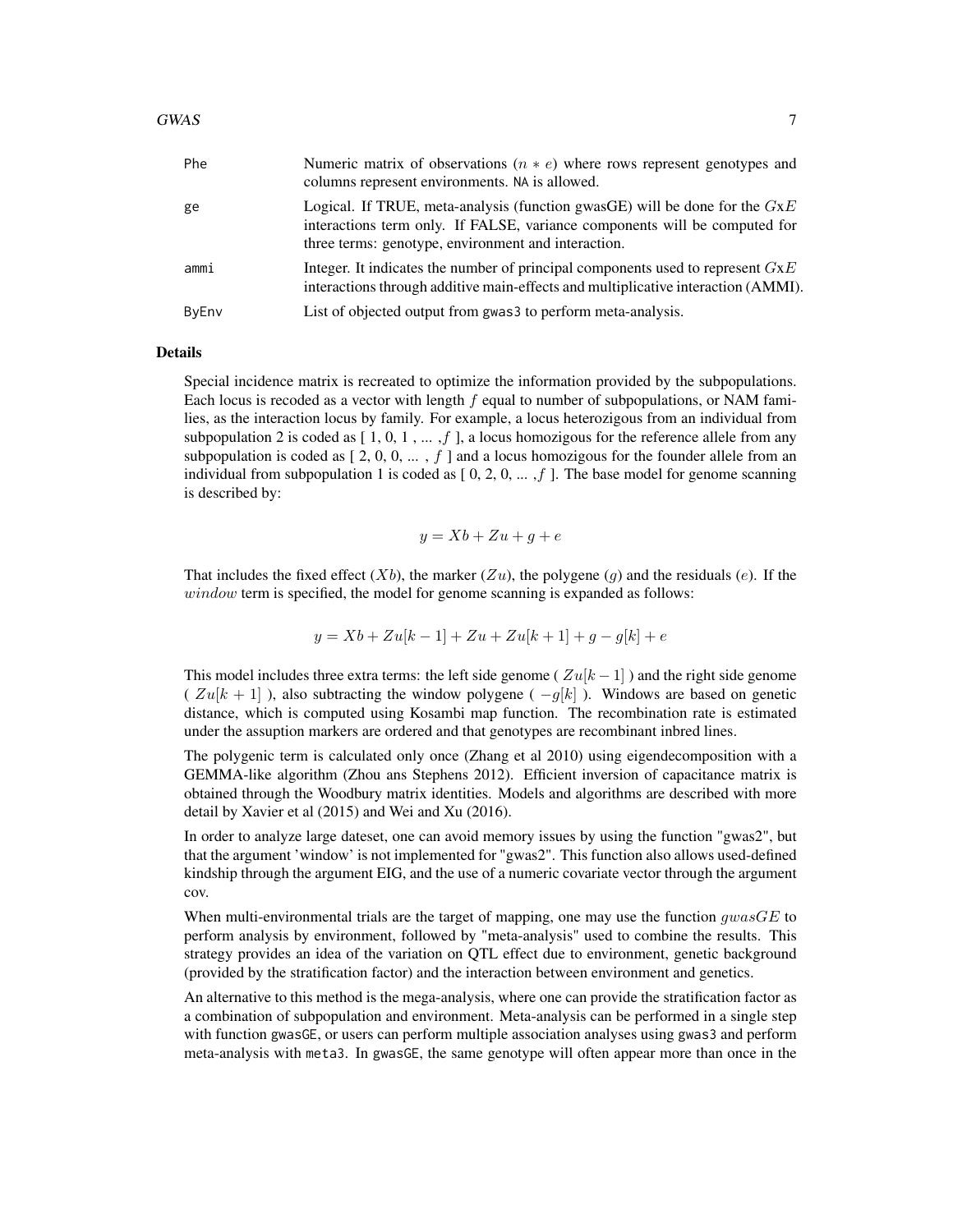| | |
|---|---|
| Phe | Numeric matrix of observations ($n * e$) where rows represent genotypes and columns represent environments. NA is allowed. |
| ge | Logical. If TRUE, meta-analysis (function gwasGE) will be done for the $GxE$ interactions term only. If FALSE, variance components will be computed for three terms: genotype, environment and interaction. |
| ammi | Integer. It indicates the number of principal components used to represent $GxE$ interactions through additive main-effects and multiplicative interaction (AMMI). |
| ByEnv | List of objected output from gwas3 to perform meta-analysis. |

## Details

Special incidence matrix is recreated to optimize the information provided by the subpopulations. Each locus is recoded as a vector with length $f$ equal to number of subpopulations, or NAM families, as the interaction locus by family. For example, a locus heterozigous from an individual from subpopulation 2 is coded as [ 1, 0, 1 , ... ,$f$ ], a locus homozigous for the reference allele from any subpopulation is coded as [ 2, 0, 0, ... , $f$ ] and a locus homozigous for the founder allele from an individual from subpopulation 1 is coded as [ 0, 2, 0, ... ,$f$ ]. The base model for genome scanning is described by:

$$y = Xb + Zu + g + e$$

That includes the fixed effect ($Xb$), the marker ($Zu$), the polygene ($g$) and the residuals ($e$). If the $window$ term is specified, the model for genome scanning is expanded as follows:

$$y = Xb + Zu[k-1] + Zu + Zu[k+1] + g - g[k] + e$$

This model includes three extra terms: the left side genome ( $Zu[k-1]$ ) and the right side genome ( $Zu[k+1]$ ), also subtracting the window polygene ( $-g[k]$ ). Windows are based on genetic distance, which is computed using Kosambi map function. The recombination rate is estimated under the assuption markers are ordered and that genotypes are recombinant inbred lines.

The polygenic term is calculated only once (Zhang et al 2010) using eigendecomposition with a GEMMA-like algorithm (Zhou ans Stephens 2012). Efficient inversion of capacitance matrix is obtained through the Woodbury matrix identities. Models and algorithms are described with more detail by Xavier et al (2015) and Wei and Xu (2016).

In order to analyze large dateset, one can avoid memory issues by using the function "gwas2", but that the argument 'window' is not implemented for "gwas2". This function also allows used-defined kindship through the argument EIG, and the use of a numeric covariate vector through the argument cov.

When multi-environmental trials are the target of mapping, one may use the function $gwasGE$ to perform analysis by environment, followed by "meta-analysis" used to combine the results. This strategy provides an idea of the variation on QTL effect due to environment, genetic background (provided by the stratification factor) and the interaction between environment and genetics.

An alternative to this method is the mega-analysis, where one can provide the stratification factor as a combination of subpopulation and environment. Meta-analysis can be performed in a single step with function gwasGE, or users can perform multiple association analyses using gwas3 and perform meta-analysis with meta3. In gwasGE, the same genotype will often appear more than once in the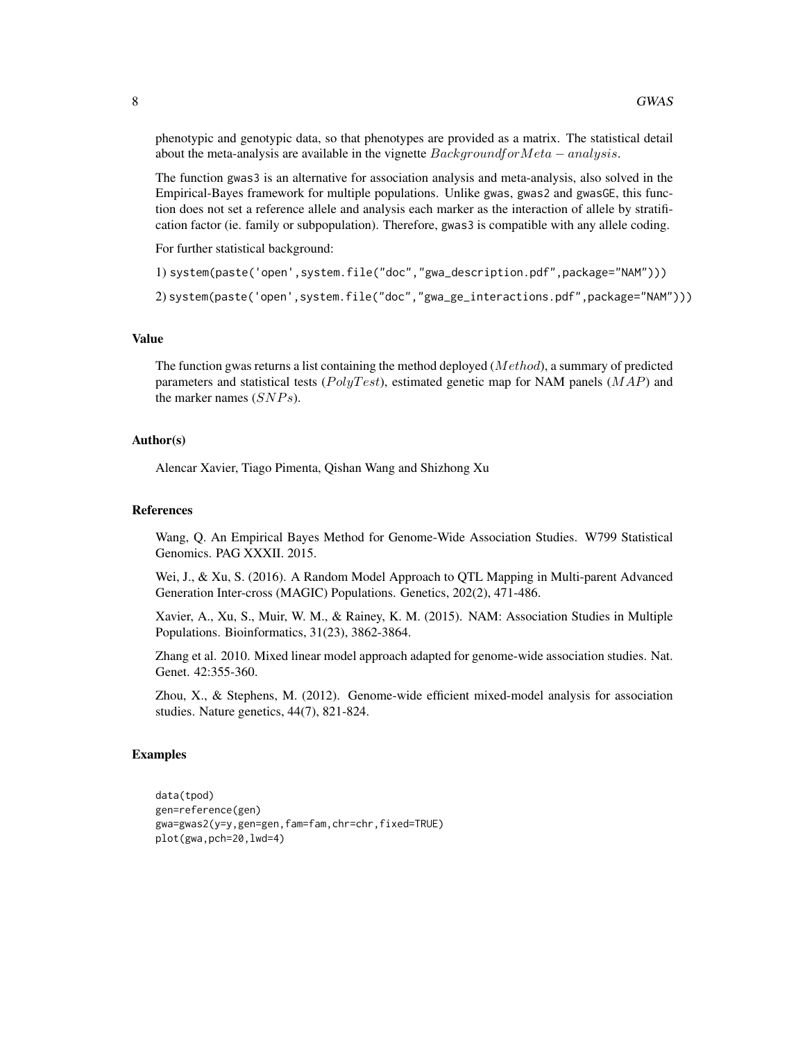phenotypic and genotypic data, so that phenotypes are provided as a matrix. The statistical detail about the meta-analysis are available in the vignette $Background for Meta-analysis$.

The function gwas3 is an alternative for association analysis and meta-analysis, also solved in the Empirical-Bayes framework for multiple populations. Unlike gwas, gwas2 and gwasGE, this function does not set a reference allele and analysis each marker as the interaction of allele by stratification factor (ie. family or subpopulation). Therefore, gwas3 is compatible with any allele coding.

For further statistical background:

1) system(paste('open',system.file("doc","gwa_description.pdf",package="NAM")))

2) system(paste('open',system.file("doc","gwa_ge_interactions.pdf",package="NAM")))

## Value

The function gwas returns a list containing the method deployed ($Method$), a summary of predicted parameters and statistical tests ($PolyTest$), estimated genetic map for NAM panels ($MAP$) and the marker names ($SNPs$).

## Author(s)

Alencar Xavier, Tiago Pimenta, Qishan Wang and Shizhong Xu

## References

Wang, Q. An Empirical Bayes Method for Genome-Wide Association Studies. W799 Statistical Genomics. PAG XXXII. 2015.

Wei, J., & Xu, S. (2016). A Random Model Approach to QTL Mapping in Multi-parent Advanced Generation Inter-cross (MAGIC) Populations. Genetics, 202(2), 471-486.

Xavier, A., Xu, S., Muir, W. M., & Rainey, K. M. (2015). NAM: Association Studies in Multiple Populations. Bioinformatics, 31(23), 3862-3864.

Zhang et al. 2010. Mixed linear model approach adapted for genome-wide association studies. Nat. Genet. 42:355-360.

Zhou, X., & Stephens, M. (2012). Genome-wide efficient mixed-model analysis for association studies. Nature genetics, 44(7), 821-824.

## Examples

```
data(tpod)
gen=reference(gen)
gwa=gwas2(y=y,gen=gen,fam=fam,chr=chr,fixed=TRUE)
plot(gwa,pch=20,lwd=4)
```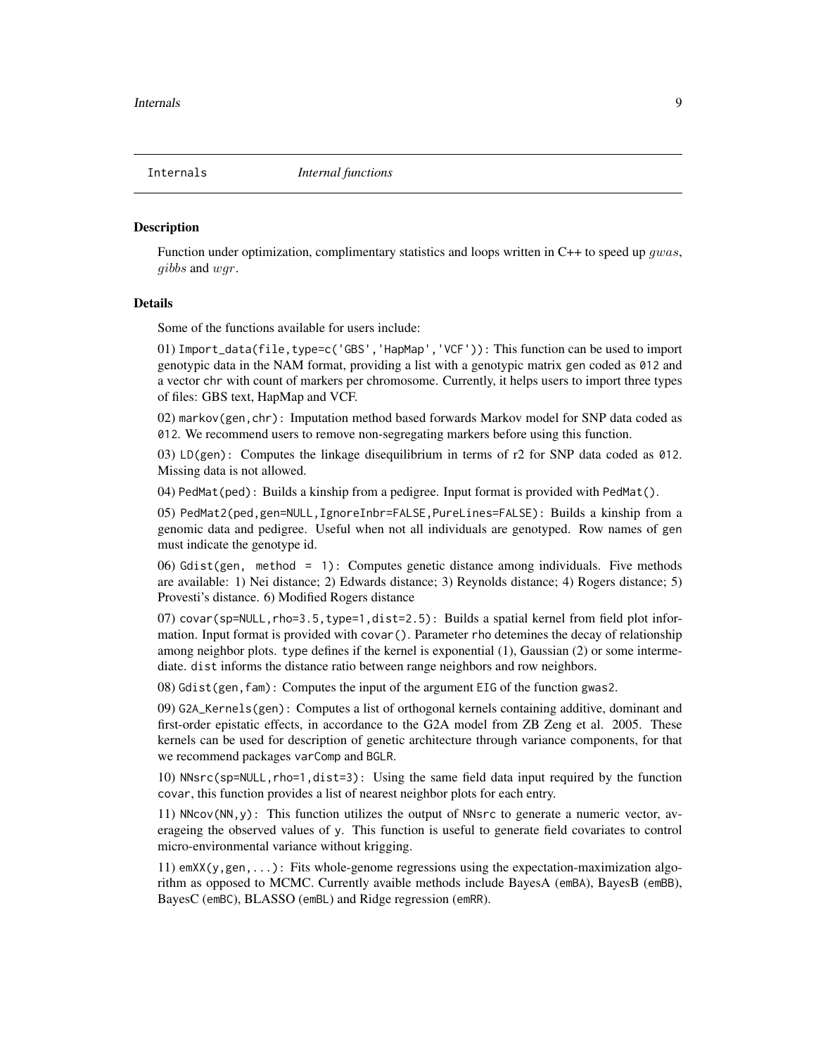Internals *Internal functions*

## Description

Function under optimization, complimentary statistics and loops written in C++ to speed up $gwas$, $gibbs$ and $wgr$.

## Details

Some of the functions available for users include:

01) `Import_data(file,type=c('GBS','HapMap','VCF'))`: This function can be used to import genotypic data in the NAM format, providing a list with a genotypic matrix `gen` coded as `012` and a vector `chr` with count of markers per chromosome. Currently, it helps users to import three types of files: GBS text, HapMap and VCF.

02) `markov(gen,chr)`: Imputation method based forwards Markov model for SNP data coded as `012`. We recommend users to remove non-segregating markers before using this function.

03) `LD(gen)`: Computes the linkage disequilibrium in terms of r2 for SNP data coded as `012`. Missing data is not allowed.

04) `PedMat(ped)`: Builds a kinship from a pedigree. Input format is provided with `PedMat()`.

05) `PedMat2(ped,gen=NULL,IgnoreInbr=FALSE,PureLines=FALSE)`: Builds a kinship from a genomic data and pedigree. Useful when not all individuals are genotyped. Row names of `gen` must indicate the genotype id.

06) `Gdist(gen, method = 1)`: Computes genetic distance among individuals. Five methods are available: 1) Nei distance; 2) Edwards distance; 3) Reynolds distance; 4) Rogers distance; 5) Provesti's distance. 6) Modified Rogers distance

07) `covar(sp=NULL,rho=3.5,type=1,dist=2.5)`: Builds a spatial kernel from field plot information. Input format is provided with `covar()`. Parameter `rho` detemines the decay of relationship among neighbor plots. `type` defines if the kernel is exponential (1), Gaussian (2) or some intermediate. `dist` informs the distance ratio between range neighbors and row neighbors.

08) `Gdist(gen,fam)`: Computes the input of the argument `EIG` of the function `gwas2`.

09) `G2A_Kernels(gen)`: Computes a list of orthogonal kernels containing additive, dominant and first-order epistatic effects, in accordance to the G2A model from ZB Zeng et al. 2005. These kernels can be used for description of genetic architecture through variance components, for that we recommend packages `varComp` and `BGLR`.

10) `NNsrc(sp=NULL,rho=1,dist=3)`: Using the same field data input required by the function `covar`, this function provides a list of nearest neighbor plots for each entry.

11) `NNcov(NN,y)`: This function utilizes the output of `NNsrc` to generate a numeric vector, averageing the observed values of `y`. This function is useful to generate field covariates to control micro-environmental variance without krigging.

11) `emXX(y,gen,...)`: Fits whole-genome regressions using the expectation-maximization algorithm as opposed to MCMC. Currently avaible methods include BayesA (`emBA`), BayesB (`emBB`), BayesC (`emBC`), BLASSO (`emBL`) and Ridge regression (`emRR`).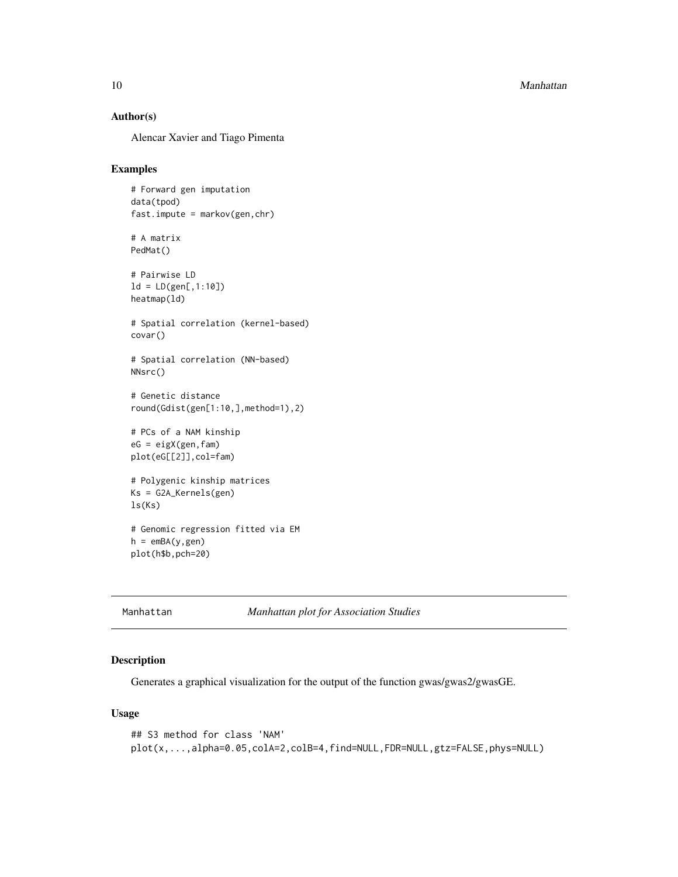### Author(s)

Alencar Xavier and Tiago Pimenta

### Examples

```
# Forward gen imputation
data(tpod)
fast.impute = markov(gen,chr)

# A matrix
PedMat()

# Pairwise LD
ld = LD(gen[,1:10])
heatmap(ld)

# Spatial correlation (kernel-based)
covar()

# Spatial correlation (NN-based)
NNsrc()

# Genetic distance
round(Gdist(gen[1:10,],method=1),2)

# PCs of a NAM kinship
eG = eigX(gen,fam)
plot(eG[[2]],col=fam)

# Polygenic kinship matrices
Ks = G2A_Kernels(gen)
ls(Ks)

# Genomic regression fitted via EM
h = emBA(y,gen)
plot(h$b,pch=20)
```

---

## Manhattan *Manhattan plot for Association Studies*

### Description

Generates a graphical visualization for the output of the function gwas/gwas2/gwasGE.

### Usage

```
## S3 method for class 'NAM'
plot(x,...,alpha=0.05,colA=2,colB=4,find=NULL,FDR=NULL,gtz=FALSE,phys=NULL)
```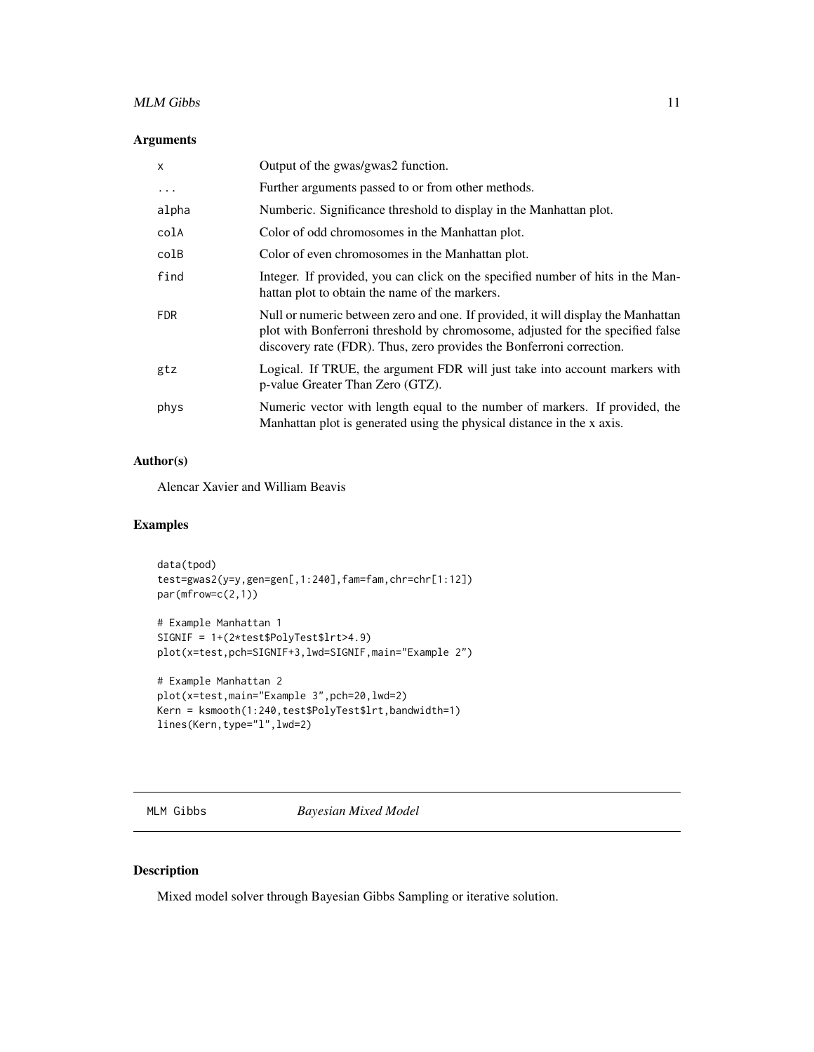## Arguments

| | |
|---|---|
| x | Output of the gwas/gwas2 function. |
| ... | Further arguments passed to or from other methods. |
| alpha | Numberic. Significance threshold to display in the Manhattan plot. |
| colA | Color of odd chromosomes in the Manhattan plot. |
| colB | Color of even chromosomes in the Manhattan plot. |
| find | Integer. If provided, you can click on the specified number of hits in the Manhattan plot to obtain the name of the markers. |
| FDR | Null or numeric between zero and one. If provided, it will display the Manhattan plot with Bonferroni threshold by chromosome, adjusted for the specified false discovery rate (FDR). Thus, zero provides the Bonferroni correction. |
| gtz | Logical. If TRUE, the argument FDR will just take into account markers with p-value Greater Than Zero (GTZ). |
| phys | Numeric vector with length equal to the number of markers. If provided, the Manhattan plot is generated using the physical distance in the x axis. |

## Author(s)

Alencar Xavier and William Beavis

## Examples

```
data(tpod)
test=gwas2(y=y,gen=gen[,1:240],fam=fam,chr=chr[1:12])
par(mfrow=c(2,1))

# Example Manhattan 1
SIGNIF = 1+(2*test$PolyTest$lrt>4.9)
plot(x=test,pch=SIGNIF+3,lwd=SIGNIF,main="Example 2")

# Example Manhattan 2
plot(x=test,main="Example 3",pch=20,lwd=2)
Kern = ksmooth(1:240,test$PolyTest$lrt,bandwidth=1)
lines(Kern,type="l",lwd=2)
```

---

MLM Gibbs *Bayesian Mixed Model*

## Description

Mixed model solver through Bayesian Gibbs Sampling or iterative solution.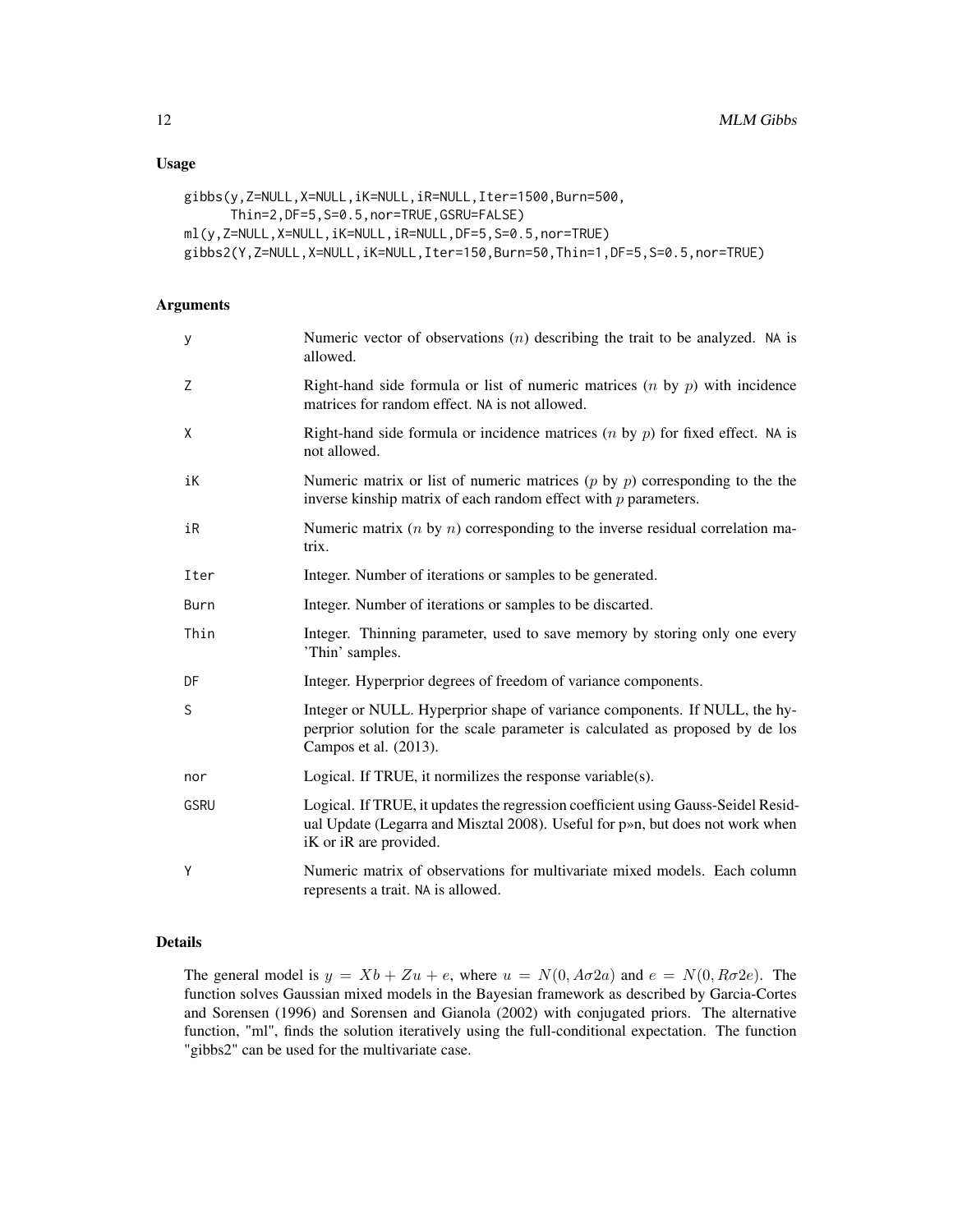## Usage

```
gibbs(y,Z=NULL,X=NULL,iK=NULL,iR=NULL,Iter=1500,Burn=500,
      Thin=2,DF=5,S=0.5,nor=TRUE,GSRU=FALSE)
ml(y,Z=NULL,X=NULL,iK=NULL,iR=NULL,DF=5,S=0.5,nor=TRUE)
gibbs2(Y,Z=NULL,X=NULL,iK=NULL,Iter=150,Burn=50,Thin=1,DF=5,S=0.5,nor=TRUE)
```

## Arguments

| | |
|---|---|
| y | Numeric vector of observations ($n$) describing the trait to be analyzed. NA is allowed. |
| Z | Right-hand side formula or list of numeric matrices ($n$ by $p$) with incidence matrices for random effect. NA is not allowed. |
| X | Right-hand side formula or incidence matrices ($n$ by $p$) for fixed effect. NA is not allowed. |
| iK | Numeric matrix or list of numeric matrices ($p$ by $p$) corresponding to the the inverse kinship matrix of each random effect with $p$ parameters. |
| iR | Numeric matrix ($n$ by $n$) corresponding to the inverse residual correlation matrix. |
| Iter | Integer. Number of iterations or samples to be generated. |
| Burn | Integer. Number of iterations or samples to be discarted. |
| Thin | Integer. Thinning parameter, used to save memory by storing only one every 'Thin' samples. |
| DF | Integer. Hyperprior degrees of freedom of variance components. |
| S | Integer or NULL. Hyperprior shape of variance components. If NULL, the hyperprior solution for the scale parameter is calculated as proposed by de los Campos et al. (2013). |
| nor | Logical. If TRUE, it normilizes the response variable(s). |
| GSRU | Logical. If TRUE, it updates the regression coefficient using Gauss-Seidel Residual Update (Legarra and Misztal 2008). Useful for p»n, but does not work when iK or iR are provided. |
| Y | Numeric matrix of observations for multivariate mixed models. Each column represents a trait. NA is allowed. |

## Details

The general model is $y = Xb + Zu + e$, where $u = N(0, A\sigma 2a)$ and $e = N(0, R\sigma 2e)$. The function solves Gaussian mixed models in the Bayesian framework as described by Garcia-Cortes and Sorensen (1996) and Sorensen and Gianola (2002) with conjugated priors. The alternative function, "ml", finds the solution iteratively using the full-conditional expectation. The function "gibbs2" can be used for the multivariate case.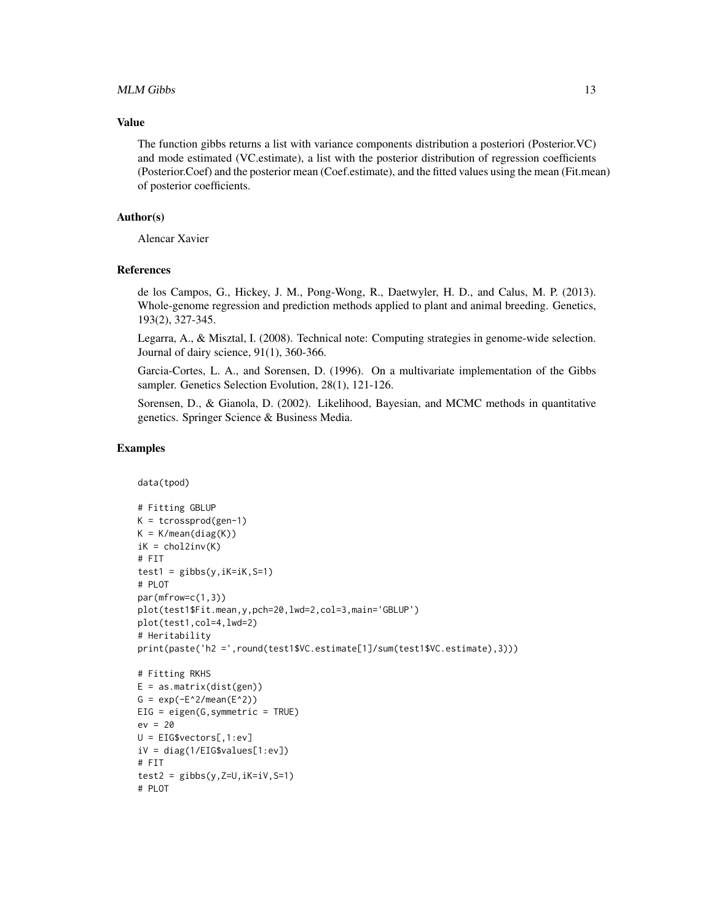## Value

The function gibbs returns a list with variance components distribution a posteriori (Posterior.VC) and mode estimated (VC.estimate), a list with the posterior distribution of regression coefficients (Posterior.Coef) and the posterior mean (Coef.estimate), and the fitted values using the mean (Fit.mean) of posterior coefficients.

## Author(s)

Alencar Xavier

## References

de los Campos, G., Hickey, J. M., Pong-Wong, R., Daetwyler, H. D., and Calus, M. P. (2013). Whole-genome regression and prediction methods applied to plant and animal breeding. Genetics, 193(2), 327-345.

Legarra, A., & Misztal, I. (2008). Technical note: Computing strategies in genome-wide selection. Journal of dairy science, 91(1), 360-366.

Garcia-Cortes, L. A., and Sorensen, D. (1996). On a multivariate implementation of the Gibbs sampler. Genetics Selection Evolution, 28(1), 121-126.

Sorensen, D., & Gianola, D. (2002). Likelihood, Bayesian, and MCMC methods in quantitative genetics. Springer Science & Business Media.

## Examples

```
data(tpod)

# Fitting GBLUP
K = tcrossprod(gen-1)
K = K/mean(diag(K))
iK = chol2inv(K)
# FIT
test1 = gibbs(y,iK=iK,S=1)
# PLOT
par(mfrow=c(1,3))
plot(test1$Fit.mean,y,pch=20,lwd=2,col=3,main='GBLUP')
plot(test1,col=4,lwd=2)
# Heritability
print(paste('h2 =',round(test1$VC.estimate[1]/sum(test1$VC.estimate),3)))

# Fitting RKHS
E = as.matrix(dist(gen))
G = exp(-E^2/mean(E^2))
EIG = eigen(G,symmetric = TRUE)
ev = 20
U = EIG$vectors[,1:ev]
iV = diag(1/EIG$values[1:ev])
# FIT
test2 = gibbs(y,Z=U,iK=iV,S=1)
# PLOT
```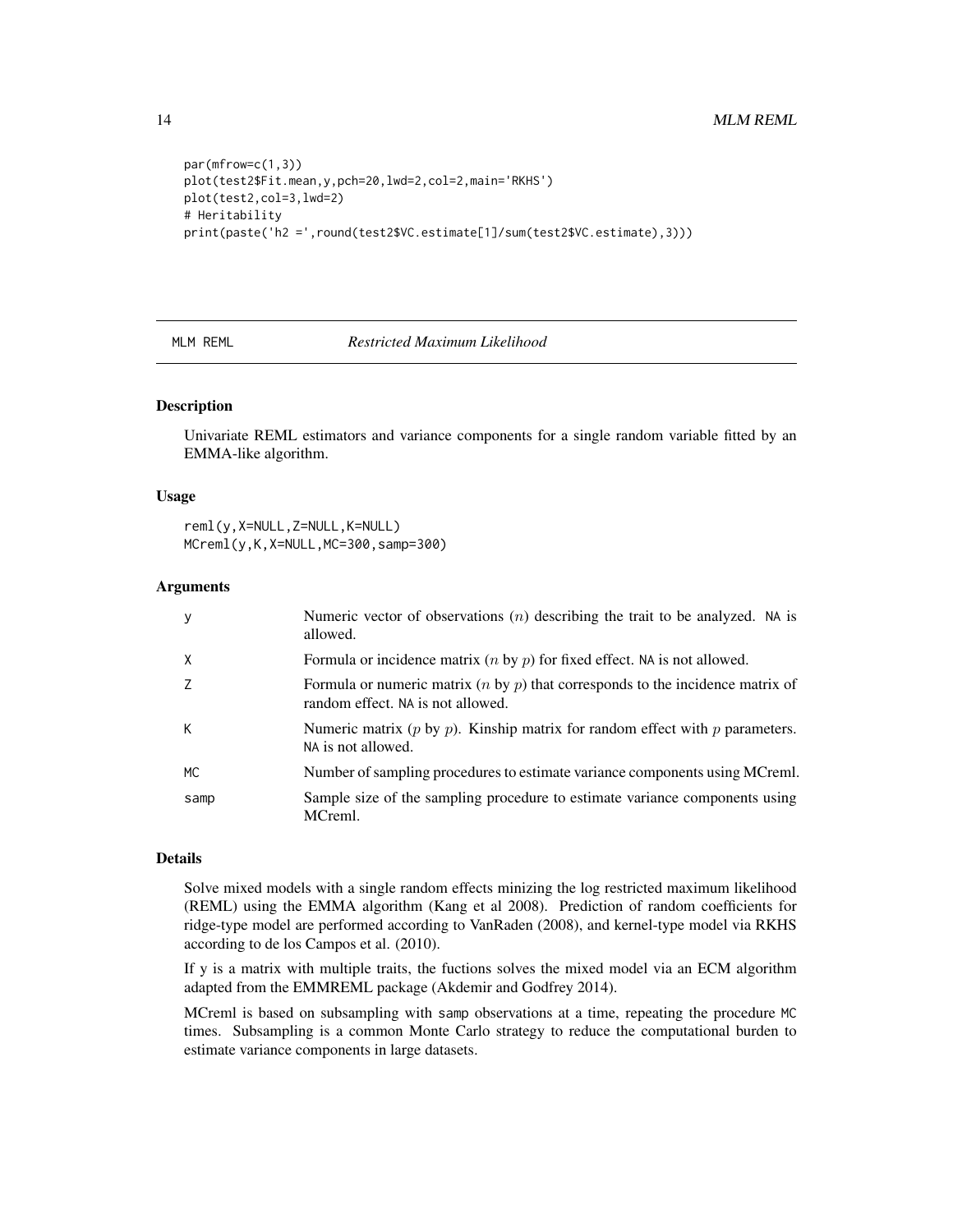```
par(mfrow=c(1,3))
plot(test2$Fit.mean,y,pch=20,lwd=2,col=2,main='RKHS')
plot(test2,col=3,lwd=2)
# Heritability
print(paste('h2 =',round(test2$VC.estimate[1]/sum(test2$VC.estimate),3)))
```

---

## MLM REML — *Restricted Maximum Likelihood*

### Description

Univariate REML estimators and variance components for a single random variable fitted by an EMMA-like algorithm.

### Usage

```
reml(y,X=NULL,Z=NULL,K=NULL)
MCreml(y,K,X=NULL,MC=300,samp=300)
```

### Arguments

| | |
|---|---|
| y | Numeric vector of observations ($n$) describing the trait to be analyzed. NA is allowed. |
| X | Formula or incidence matrix ($n$ by $p$) for fixed effect. NA is not allowed. |
| Z | Formula or numeric matrix ($n$ by $p$) that corresponds to the incidence matrix of random effect. NA is not allowed. |
| K | Numeric matrix ($p$ by $p$). Kinship matrix for random effect with $p$ parameters. NA is not allowed. |
| MC | Number of sampling procedures to estimate variance components using MCreml. |
| samp | Sample size of the sampling procedure to estimate variance components using MCreml. |

### Details

Solve mixed models with a single random effects minizing the log restricted maximum likelihood (REML) using the EMMA algorithm (Kang et al 2008). Prediction of random coefficients for ridge-type model are performed according to VanRaden (2008), and kernel-type model via RKHS according to de los Campos et al. (2010).

If y is a matrix with multiple traits, the fuctions solves the mixed model via an ECM algorithm adapted from the EMMREML package (Akdemir and Godfrey 2014).

MCreml is based on subsampling with samp observations at a time, repeating the procedure MC times. Subsampling is a common Monte Carlo strategy to reduce the computational burden to estimate variance components in large datasets.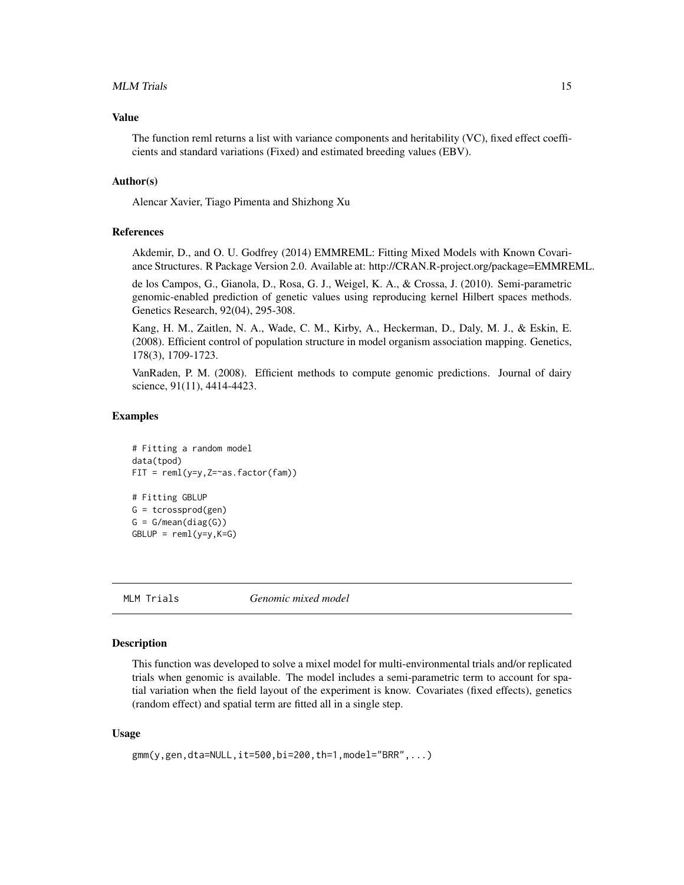### Value

The function reml returns a list with variance components and heritability (VC), fixed effect coefficients and standard variations (Fixed) and estimated breeding values (EBV).

### Author(s)

Alencar Xavier, Tiago Pimenta and Shizhong Xu

### References

Akdemir, D., and O. U. Godfrey (2014) EMMREML: Fitting Mixed Models with Known Covariance Structures. R Package Version 2.0. Available at: http://CRAN.R-project.org/package=EMMREML.

de los Campos, G., Gianola, D., Rosa, G. J., Weigel, K. A., & Crossa, J. (2010). Semi-parametric genomic-enabled prediction of genetic values using reproducing kernel Hilbert spaces methods. Genetics Research, 92(04), 295-308.

Kang, H. M., Zaitlen, N. A., Wade, C. M., Kirby, A., Heckerman, D., Daly, M. J., & Eskin, E. (2008). Efficient control of population structure in model organism association mapping. Genetics, 178(3), 1709-1723.

VanRaden, P. M. (2008). Efficient methods to compute genomic predictions. Journal of dairy science, 91(11), 4414-4423.

### Examples

```
# Fitting a random model
data(tpod)
FIT = reml(y=y,Z=~as.factor(fam))

# Fitting GBLUP
G = tcrossprod(gen)
G = G/mean(diag(G))
GBLUP = reml(y=y,K=G)
```

---

## MLM Trials — *Genomic mixed model*

---

### Description

This function was developed to solve a mixel model for multi-environmental trials and/or replicated trials when genomic is available. The model includes a semi-parametric term to account for spatial variation when the field layout of the experiment is know. Covariates (fixed effects), genetics (random effect) and spatial term are fitted all in a single step.

### Usage

```
gmm(y,gen,dta=NULL,it=500,bi=200,th=1,model="BRR",...)
```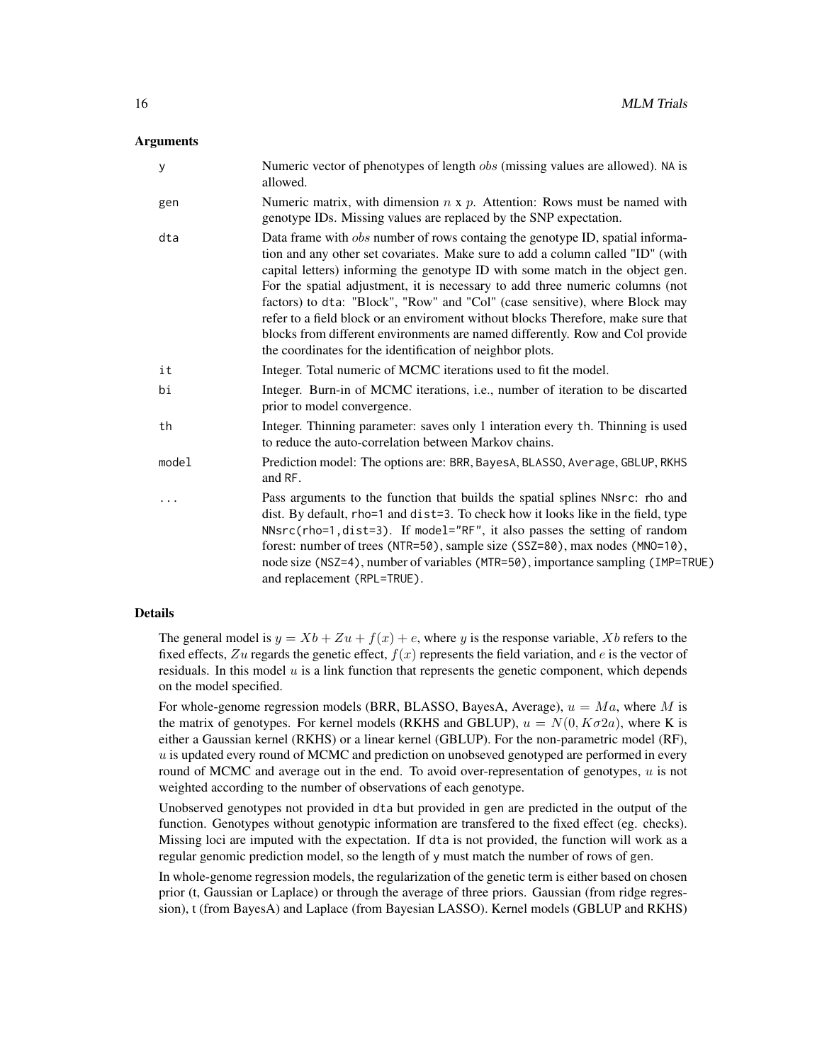### Arguments

| | |
|---|---|
| `y` | Numeric vector of phenotypes of length $obs$ (missing values are allowed). `NA` is allowed. |
| `gen` | Numeric matrix, with dimension $n$ x $p$. Attention: Rows must be named with genotype IDs. Missing values are replaced by the SNP expectation. |
| `dta` | Data frame with $obs$ number of rows containg the genotype ID, spatial information and any other set covariates. Make sure to add a column called "ID" (with capital letters) informing the genotype ID with some match in the object `gen`. For the spatial adjustment, it is necessary to add three numeric columns (not factors) to `dta`: "Block", "Row" and "Col" (case sensitive), where Block may refer to a field block or an enviroment without blocks Therefore, make sure that blocks from different environments are named differently. Row and Col provide the coordinates for the identification of neighbor plots. |
| `it` | Integer. Total numeric of MCMC iterations used to fit the model. |
| `bi` | Integer. Burn-in of MCMC iterations, i.e., number of iteration to be discarted prior to model convergence. |
| `th` | Integer. Thinning parameter: saves only 1 interation every `th`. Thinning is used to reduce the auto-correlation between Markov chains. |
| `model` | Prediction model: The options are: `BRR`, `BayesA`, `BLASSO`, `Average`, `GBLUP`, `RKHS` and `RF`. |
| `...` | Pass arguments to the function that builds the spatial splines `NNsrc`: rho and dist. By default, `rho=1` and `dist=3`. To check how it looks like in the field, type `NNsrc(rho=1,dist=3)`. If `model="RF"`, it also passes the setting of random forest: number of trees (`NTR=50`), sample size (`SSZ=80`), max nodes (`MNO=10`), node size (`NSZ=4`), number of variables (`MTR=50`), importance sampling (`IMP=TRUE`) and replacement (`RPL=TRUE`). |

### Details

The general model is $y = Xb + Zu + f(x) + e$, where $y$ is the response variable, $Xb$ refers to the fixed effects, $Zu$ regards the genetic effect, $f(x)$ represents the field variation, and $e$ is the vector of residuals. In this model $u$ is a link function that represents the genetic component, which depends on the model specified.

For whole-genome regression models (BRR, BLASSO, BayesA, Average), $u = Ma$, where $M$ is the matrix of genotypes. For kernel models (RKHS and GBLUP), $u = N(0, K\sigma 2a)$, where K is either a Gaussian kernel (RKHS) or a linear kernel (GBLUP). For the non-parametric model (RF), $u$ is updated every round of MCMC and prediction on unobseved genotyped are performed in every round of MCMC and average out in the end. To avoid over-representation of genotypes, $u$ is not weighted according to the number of observations of each genotype.

Unobserved genotypes not provided in `dta` but provided in `gen` are predicted in the output of the function. Genotypes without genotypic information are transfered to the fixed effect (eg. checks). Missing loci are imputed with the expectation. If `dta` is not provided, the function will work as a regular genomic prediction model, so the length of `y` must match the number of rows of `gen`.

In whole-genome regression models, the regularization of the genetic term is either based on chosen prior (t, Gaussian or Laplace) or through the average of three priors. Gaussian (from ridge regression), t (from BayesA) and Laplace (from Bayesian LASSO). Kernel models (GBLUP and RKHS)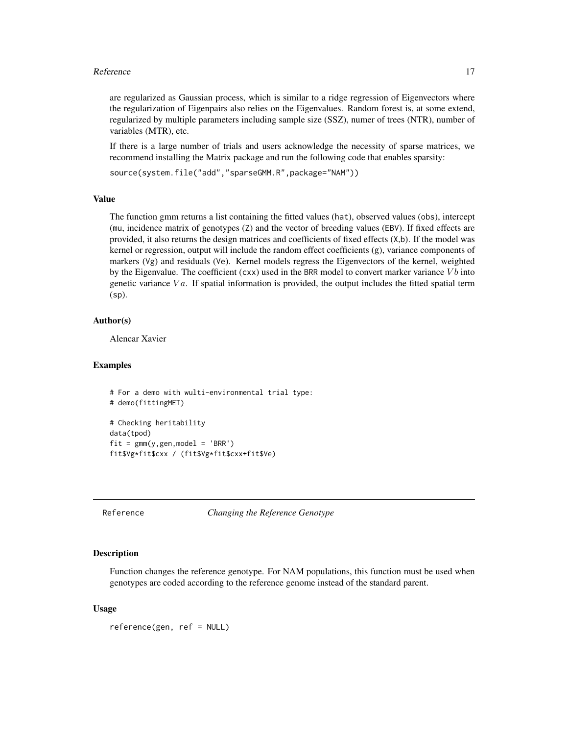are regularized as Gaussian process, which is similar to a ridge regression of Eigenvectors where the regularization of Eigenpairs also relies on the Eigenvalues. Random forest is, at some extend, regularized by multiple parameters including sample size (SSZ), numer of trees (NTR), number of variables (MTR), etc.

If there is a large number of trials and users acknowledge the necessity of sparse matrices, we recommend installing the Matrix package and run the following code that enables sparsity:

```
source(system.file("add","sparseGMM.R",package="NAM"))
```

### Value

The function gmm returns a list containing the fitted values (hat), observed values (obs), intercept (mu, incidence matrix of genotypes (Z) and the vector of breeding values (EBV). If fixed effects are provided, it also returns the design matrices and coefficients of fixed effects (X,b). If the model was kernel or regression, output will include the random effect coefficients (g), variance components of markers (Vg) and residuals (Ve). Kernel models regress the Eigenvectors of the kernel, weighted by the Eigenvalue. The coefficient (cxx) used in the BRR model to convert marker variance $Vb$ into genetic variance $Va$. If spatial information is provided, the output includes the fitted spatial term (sp).

### Author(s)

Alencar Xavier

### Examples

```
# For a demo with wulti-environmental trial type:
# demo(fittingMET)

# Checking heritability
data(tpod)
fit = gmm(y,gen,model = 'BRR')
fit$Vg*fit$cxx / (fit$Vg*fit$cxx+fit$Ve)
```

---

## Reference    *Changing the Reference Genotype*

### Description

Function changes the reference genotype. For NAM populations, this function must be used when genotypes are coded according to the reference genome instead of the standard parent.

### Usage

```
reference(gen, ref = NULL)
```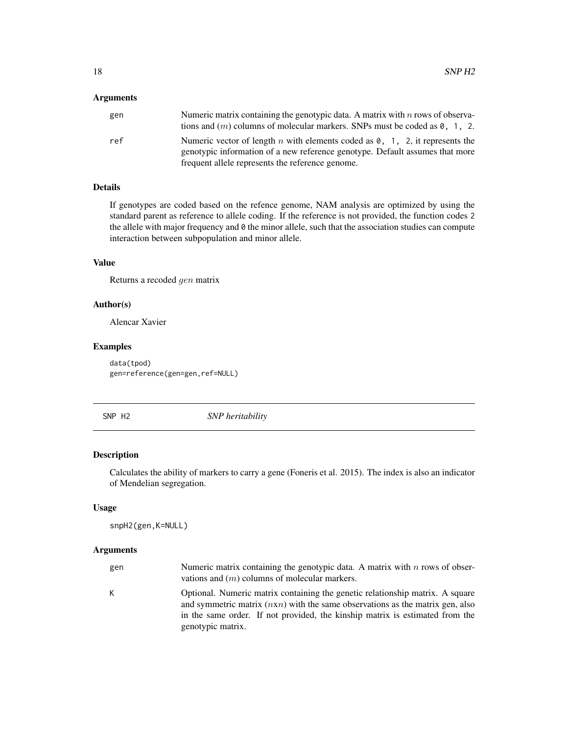### Arguments

gen
: Numeric matrix containing the genotypic data. A matrix with $n$ rows of observations and $(m)$ columns of molecular markers. SNPs must be coded as `0, 1, 2`.

ref
: Numeric vector of length $n$ with elements coded as `0, 1, 2`, it represents the genotypic information of a new reference genotype. Default assumes that more frequent allele represents the reference genome.

### Details

If genotypes are coded based on the refence genome, NAM analysis are optimized by using the standard parent as reference to allele coding. If the reference is not provided, the function codes 2 the allele with major frequency and 0 the minor allele, such that the association studies can compute interaction between subpopulation and minor allele.

### Value

Returns a recoded $gen$ matrix

### Author(s)

Alencar Xavier

### Examples

```
data(tpod)
gen=reference(gen=gen,ref=NULL)
```

---

## SNP H2 — *SNP heritability*

### Description

Calculates the ability of markers to carry a gene (Foneris et al. 2015). The index is also an indicator of Mendelian segregation.

### Usage

```
snpH2(gen,K=NULL)
```

### Arguments

gen
: Numeric matrix containing the genotypic data. A matrix with $n$ rows of observations and $(m)$ columns of molecular markers.

K
: Optional. Numeric matrix containing the genetic relationship matrix. A square and symmetric matrix $(n\text{x}n)$ with the same observations as the matrix gen, also in the same order. If not provided, the kinship matrix is estimated from the genotypic matrix.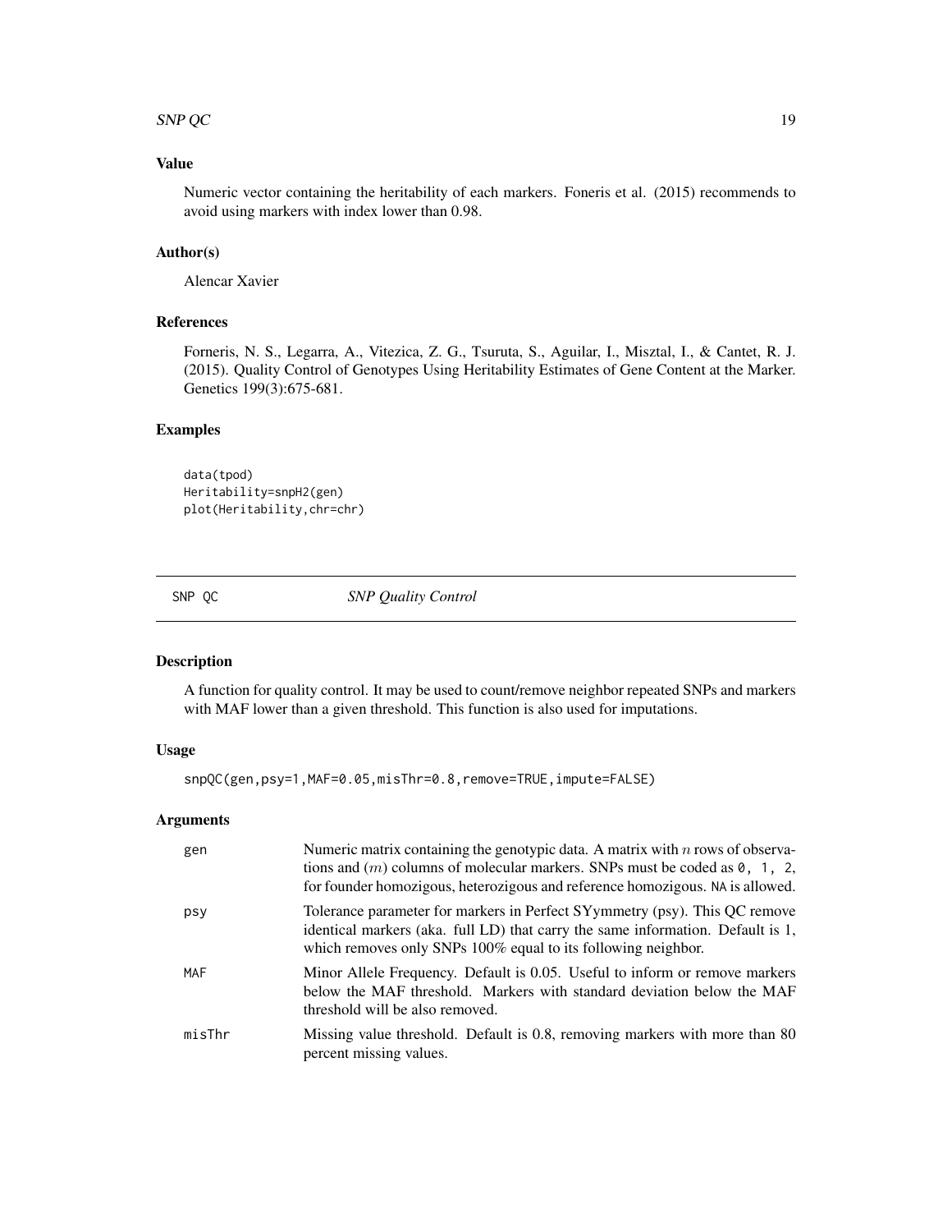## Value

Numeric vector containing the heritability of each markers. Foneris et al. (2015) recommends to avoid using markers with index lower than 0.98.

## Author(s)

Alencar Xavier

## References

Forneris, N. S., Legarra, A., Vitezica, Z. G., Tsuruta, S., Aguilar, I., Misztal, I., & Cantet, R. J. (2015). Quality Control of Genotypes Using Heritability Estimates of Gene Content at the Marker. Genetics 199(3):675-681.

## Examples

```
data(tpod)
Heritability=snpH2(gen)
plot(Heritability,chr=chr)
```

---

# SNP QC — *SNP Quality Control*

## Description

A function for quality control. It may be used to count/remove neighbor repeated SNPs and markers with MAF lower than a given threshold. This function is also used for imputations.

## Usage

```
snpQC(gen,psy=1,MAF=0.05,misThr=0.8,remove=TRUE,impute=FALSE)
```

## Arguments

| | |
|---|---|
| gen | Numeric matrix containing the genotypic data. A matrix with $n$ rows of observations and ($m$) columns of molecular markers. SNPs must be coded as `0, 1, 2`, for founder homozigous, heterozigous and reference homozigous. NA is allowed. |
| psy | Tolerance parameter for markers in Perfect SYymmetry (psy). This QC remove identical markers (aka. full LD) that carry the same information. Default is 1, which removes only SNPs 100% equal to its following neighbor. |
| MAF | Minor Allele Frequency. Default is 0.05. Useful to inform or remove markers below the MAF threshold. Markers with standard deviation below the MAF threshold will be also removed. |
| misThr | Missing value threshold. Default is 0.8, removing markers with more than 80 percent missing values. |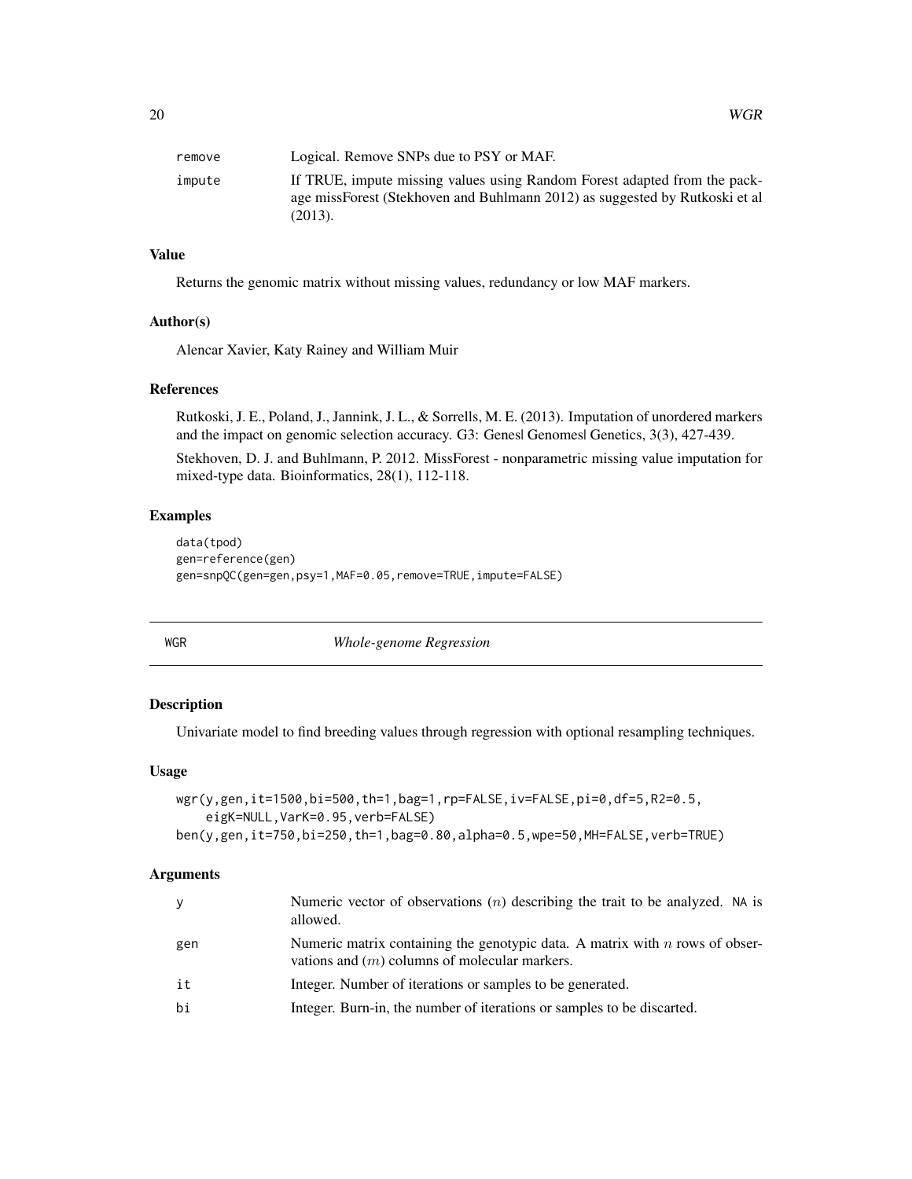| | |
|---|---|
| remove | Logical. Remove SNPs due to PSY or MAF. |
| impute | If TRUE, impute missing values using Random Forest adapted from the package missForest (Stekhoven and Buhlmann 2012) as suggested by Rutkoski et al (2013). |

### Value

Returns the genomic matrix without missing values, redundancy or low MAF markers.

### Author(s)

Alencar Xavier, Katy Rainey and William Muir

### References

Rutkoski, J. E., Poland, J., Jannink, J. L., & Sorrells, M. E. (2013). Imputation of unordered markers and the impact on genomic selection accuracy. G3: Genes| Genomes| Genetics, 3(3), 427-439.

Stekhoven, D. J. and Buhlmann, P. 2012. MissForest - nonparametric missing value imputation for mixed-type data. Bioinformatics, 28(1), 112-118.

### Examples

```
data(tpod)
gen=reference(gen)
gen=snpQC(gen=gen,psy=1,MAF=0.05,remove=TRUE,impute=FALSE)
```

---

## WGR — *Whole-genome Regression*

---

### Description

Univariate model to find breeding values through regression with optional resampling techniques.

### Usage

```
wgr(y,gen,it=1500,bi=500,th=1,bag=1,rp=FALSE,iv=FALSE,pi=0,df=5,R2=0.5,
    eigK=NULL,VarK=0.95,verb=FALSE)
ben(y,gen,it=750,bi=250,th=1,bag=0.80,alpha=0.5,wpe=50,MH=FALSE,verb=TRUE)
```

### Arguments

| | |
|---|---|
| y | Numeric vector of observations ($n$) describing the trait to be analyzed. NA is allowed. |
| gen | Numeric matrix containing the genotypic data. A matrix with $n$ rows of observations and ($m$) columns of molecular markers. |
| it | Integer. Number of iterations or samples to be generated. |
| bi | Integer. Burn-in, the number of iterations or samples to be discarted. |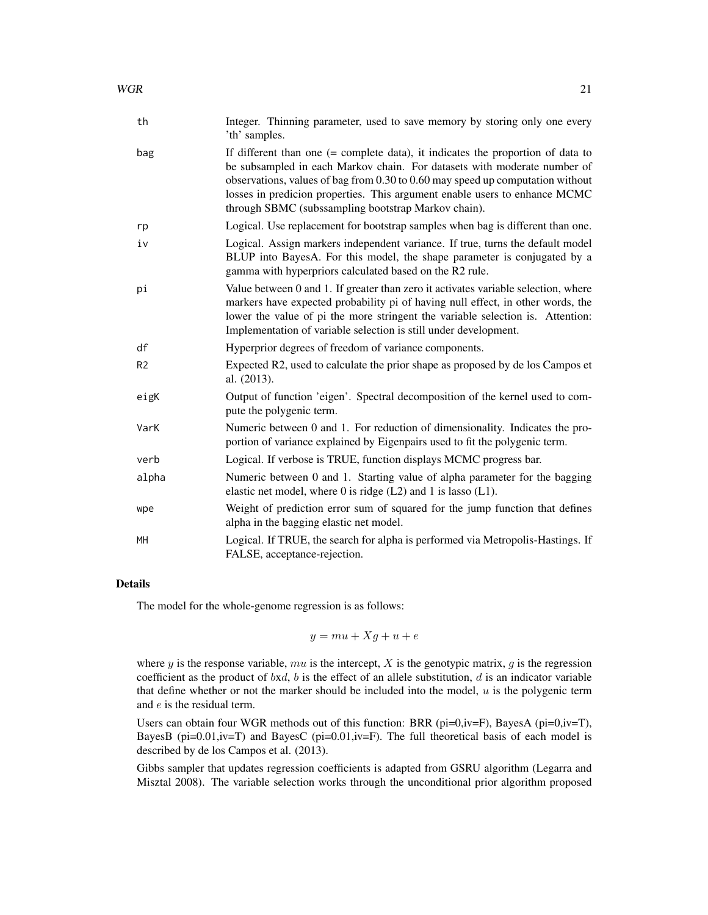| | |
|---|---|
| th | Integer. Thinning parameter, used to save memory by storing only one every 'th' samples. |
| bag | If different than one (= complete data), it indicates the proportion of data to be subsampled in each Markov chain. For datasets with moderate number of observations, values of bag from 0.30 to 0.60 may speed up computation without losses in predicion properties. This argument enable users to enhance MCMC through SBMC (subssampling bootstrap Markov chain). |
| rp | Logical. Use replacement for bootstrap samples when bag is different than one. |
| iv | Logical. Assign markers independent variance. If true, turns the default model BLUP into BayesA. For this model, the shape parameter is conjugated by a gamma with hyperpriors calculated based on the R2 rule. |
| pi | Value between 0 and 1. If greater than zero it activates variable selection, where markers have expected probability pi of having null effect, in other words, the lower the value of pi the more stringent the variable selection is. Attention: Implementation of variable selection is still under development. |
| df | Hyperprior degrees of freedom of variance components. |
| R2 | Expected R2, used to calculate the prior shape as proposed by de los Campos et al. (2013). |
| eigK | Output of function 'eigen'. Spectral decomposition of the kernel used to compute the polygenic term. |
| VarK | Numeric between 0 and 1. For reduction of dimensionality. Indicates the proportion of variance explained by Eigenpairs used to fit the polygenic term. |
| verb | Logical. If verbose is TRUE, function displays MCMC progress bar. |
| alpha | Numeric between 0 and 1. Starting value of alpha parameter for the bagging elastic net model, where 0 is ridge (L2) and 1 is lasso (L1). |
| wpe | Weight of prediction error sum of squared for the jump function that defines alpha in the bagging elastic net model. |
| MH | Logical. If TRUE, the search for alpha is performed via Metropolis-Hastings. If FALSE, acceptance-rejection. |

## Details

The model for the whole-genome regression is as follows:

$$y = mu + Xg + u + e$$

where $y$ is the response variable, $mu$ is the intercept, $X$ is the genotypic matrix, $g$ is the regression coefficient as the product of $b$x$d$, $b$ is the effect of an allele substitution, $d$ is an indicator variable that define whether or not the marker should be included into the model, $u$ is the polygenic term and $e$ is the residual term.

Users can obtain four WGR methods out of this function: BRR (pi=0,iv=F), BayesA (pi=0,iv=T), BayesB (pi=0.01,iv=T) and BayesC (pi=0.01,iv=F). The full theoretical basis of each model is described by de los Campos et al. (2013).

Gibbs sampler that updates regression coefficients is adapted from GSRU algorithm (Legarra and Misztal 2008). The variable selection works through the unconditional prior algorithm proposed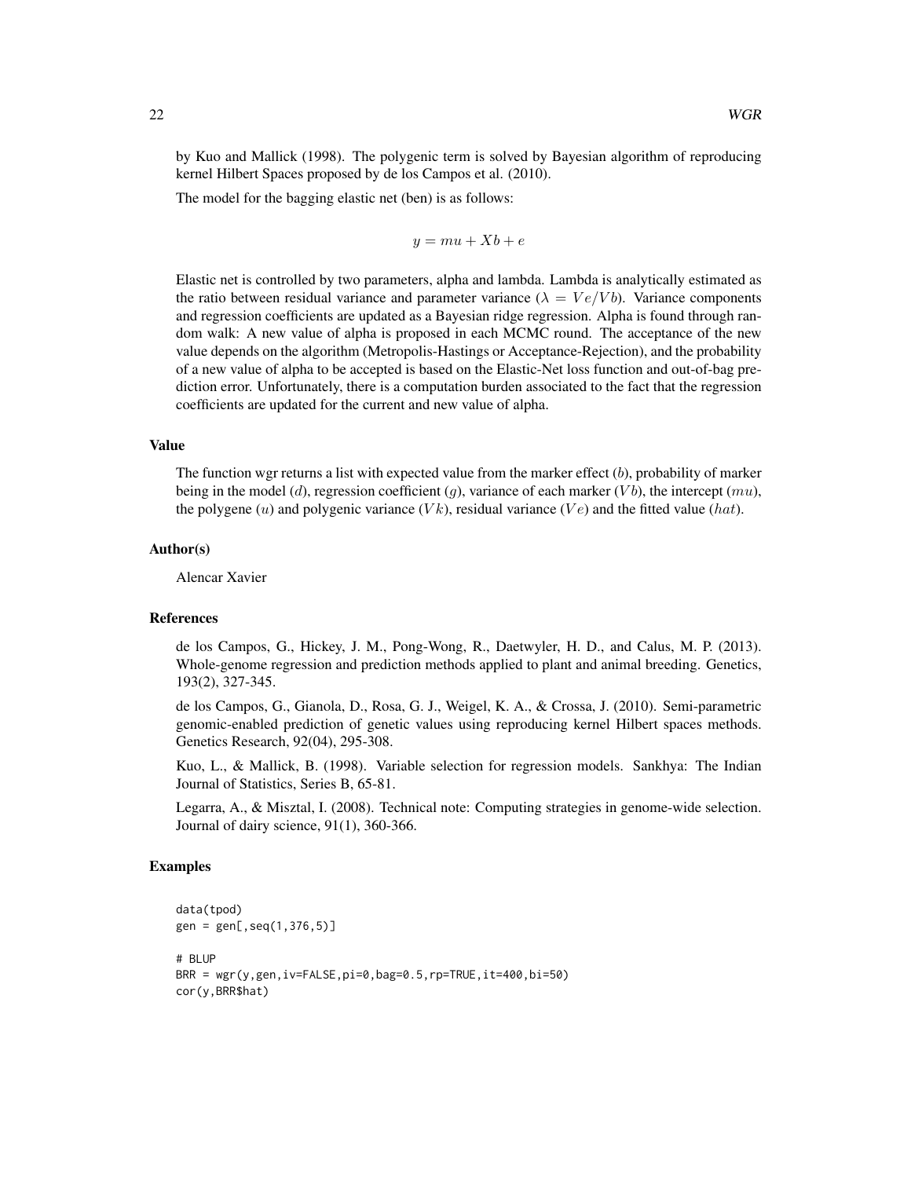by Kuo and Mallick (1998). The polygenic term is solved by Bayesian algorithm of reproducing kernel Hilbert Spaces proposed by de los Campos et al. (2010).

The model for the bagging elastic net (ben) is as follows:

$$y = mu + Xb + e$$

Elastic net is controlled by two parameters, alpha and lambda. Lambda is analytically estimated as the ratio between residual variance and parameter variance ($\lambda = Ve/Vb$). Variance components and regression coefficients are updated as a Bayesian ridge regression. Alpha is found through random walk: A new value of alpha is proposed in each MCMC round. The acceptance of the new value depends on the algorithm (Metropolis-Hastings or Acceptance-Rejection), and the probability of a new value of alpha to be accepted is based on the Elastic-Net loss function and out-of-bag prediction error. Unfortunately, there is a computation burden associated to the fact that the regression coefficients are updated for the current and new value of alpha.

## Value

The function wgr returns a list with expected value from the marker effect ($b$), probability of marker being in the model ($d$), regression coefficient ($g$), variance of each marker ($Vb$), the intercept ($mu$), the polygene ($u$) and polygenic variance ($Vk$), residual variance ($Ve$) and the fitted value ($hat$).

## Author(s)

Alencar Xavier

## References

de los Campos, G., Hickey, J. M., Pong-Wong, R., Daetwyler, H. D., and Calus, M. P. (2013). Whole-genome regression and prediction methods applied to plant and animal breeding. Genetics, 193(2), 327-345.

de los Campos, G., Gianola, D., Rosa, G. J., Weigel, K. A., & Crossa, J. (2010). Semi-parametric genomic-enabled prediction of genetic values using reproducing kernel Hilbert spaces methods. Genetics Research, 92(04), 295-308.

Kuo, L., & Mallick, B. (1998). Variable selection for regression models. Sankhya: The Indian Journal of Statistics, Series B, 65-81.

Legarra, A., & Misztal, I. (2008). Technical note: Computing strategies in genome-wide selection. Journal of dairy science, 91(1), 360-366.

## Examples

```
data(tpod)
gen = gen[,seq(1,376,5)]

# BLUP
BRR = wgr(y,gen,iv=FALSE,pi=0,bag=0.5,rp=TRUE,it=400,bi=50)
cor(y,BRR$hat)
```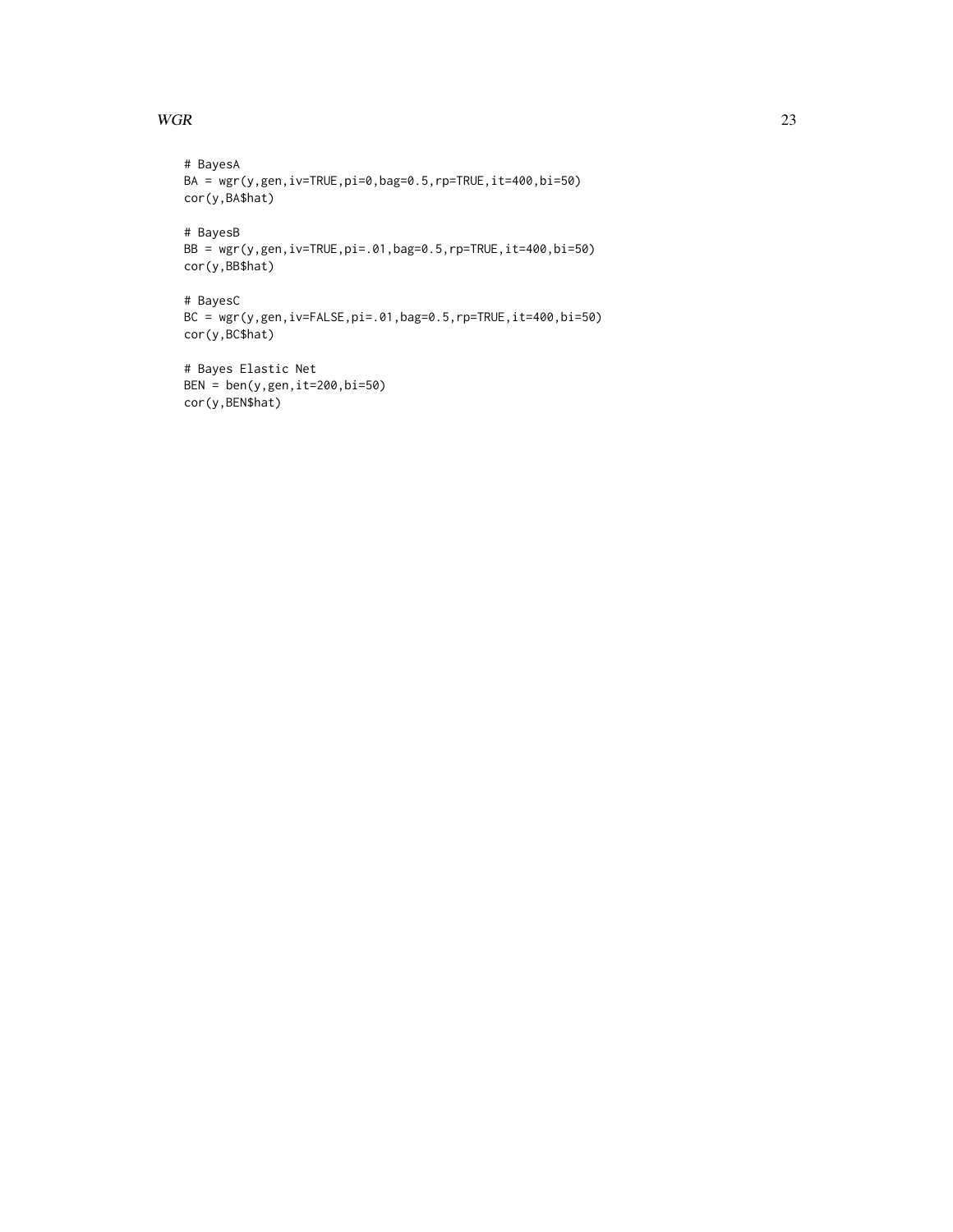```
# BayesA
BA = wgr(y,gen,iv=TRUE,pi=0,bag=0.5,rp=TRUE,it=400,bi=50)
cor(y,BA$hat)

# BayesB
BB = wgr(y,gen,iv=TRUE,pi=.01,bag=0.5,rp=TRUE,it=400,bi=50)
cor(y,BB$hat)

# BayesC
BC = wgr(y,gen,iv=FALSE,pi=.01,bag=0.5,rp=TRUE,it=400,bi=50)
cor(y,BC$hat)

# Bayes Elastic Net
BEN = ben(y,gen,it=200,bi=50)
cor(y,BEN$hat)
```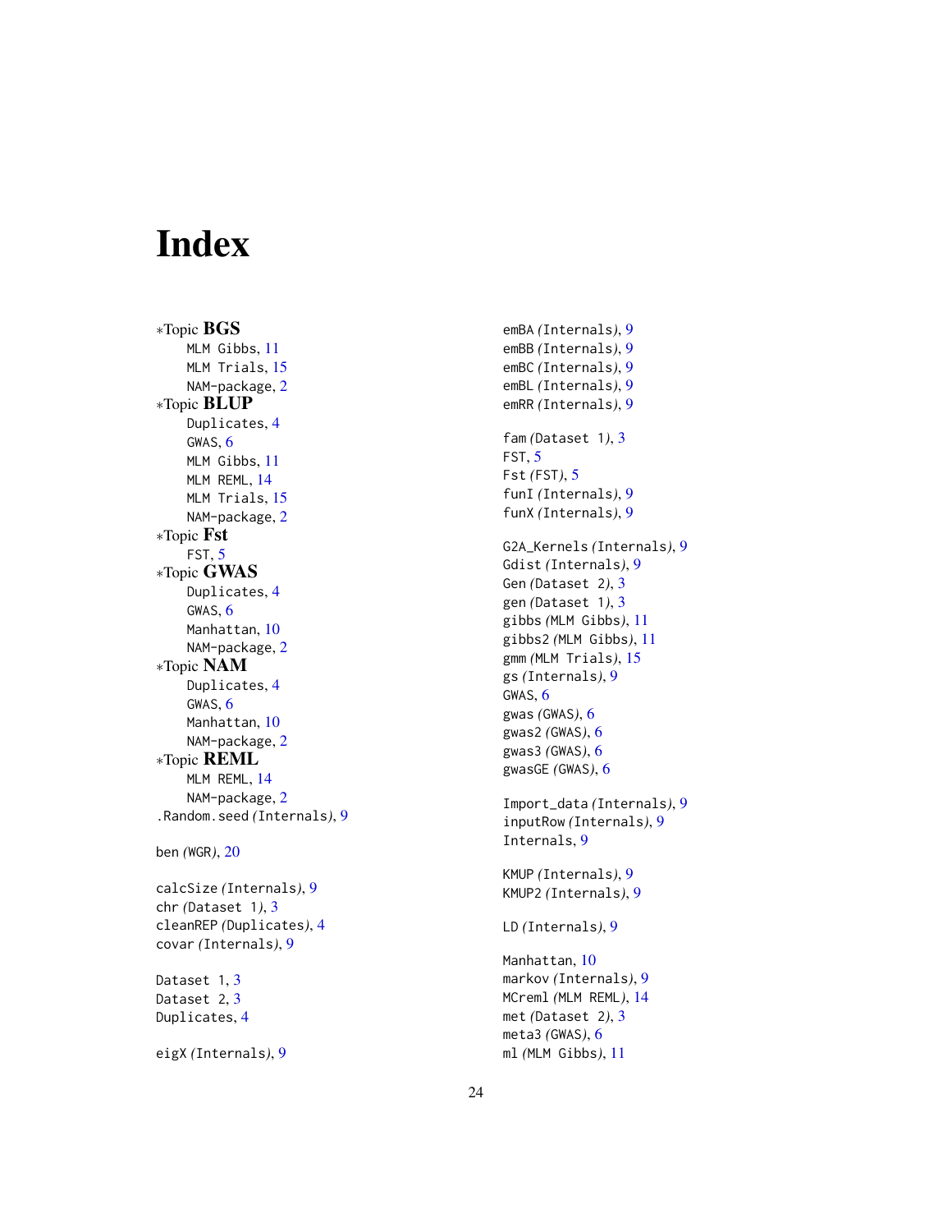# Index

*Topic **BGS**
- MLM Gibbs, 11
- MLM Trials, 15
- NAM-package, 2

*Topic **BLUP**
- Duplicates, 4
- GWAS, 6
- MLM Gibbs, 11
- MLM REML, 14
- MLM Trials, 15
- NAM-package, 2

*Topic **Fst**
- FST, 5

*Topic **GWAS**
- Duplicates, 4
- GWAS, 6
- Manhattan, 10
- NAM-package, 2

*Topic **NAM**
- Duplicates, 4
- GWAS, 6
- Manhattan, 10
- NAM-package, 2

*Topic **REML**
- MLM REML, 14
- NAM-package, 2

.Random.seed *(Internals)*, 9

ben *(WGR)*, 20

calcSize *(Internals)*, 9
chr *(Dataset 1)*, 3
cleanREP *(Duplicates)*, 4
covar *(Internals)*, 9

Dataset 1, 3
Dataset 2, 3
Duplicates, 4

eigX *(Internals)*, 9
emBA *(Internals)*, 9
emBB *(Internals)*, 9
emBC *(Internals)*, 9
emBL *(Internals)*, 9
emRR *(Internals)*, 9

fam *(Dataset 1)*, 3
FST, 5
Fst *(FST)*, 5
funI *(Internals)*, 9
funX *(Internals)*, 9

G2A_Kernels *(Internals)*, 9
Gdist *(Internals)*, 9
Gen *(Dataset 2)*, 3
gen *(Dataset 1)*, 3
gibbs *(MLM Gibbs)*, 11
gibbs2 *(MLM Gibbs)*, 11
gmm *(MLM Trials)*, 15
gs *(Internals)*, 9
GWAS, 6
gwas *(GWAS)*, 6
gwas2 *(GWAS)*, 6
gwas3 *(GWAS)*, 6
gwasGE *(GWAS)*, 6

Import_data *(Internals)*, 9
inputRow *(Internals)*, 9
Internals, 9

KMUP *(Internals)*, 9
KMUP2 *(Internals)*, 9

LD *(Internals)*, 9

Manhattan, 10
markov *(Internals)*, 9
MCreml *(MLM REML)*, 14
met *(Dataset 2)*, 3
meta3 *(GWAS)*, 6
ml *(MLM Gibbs)*, 11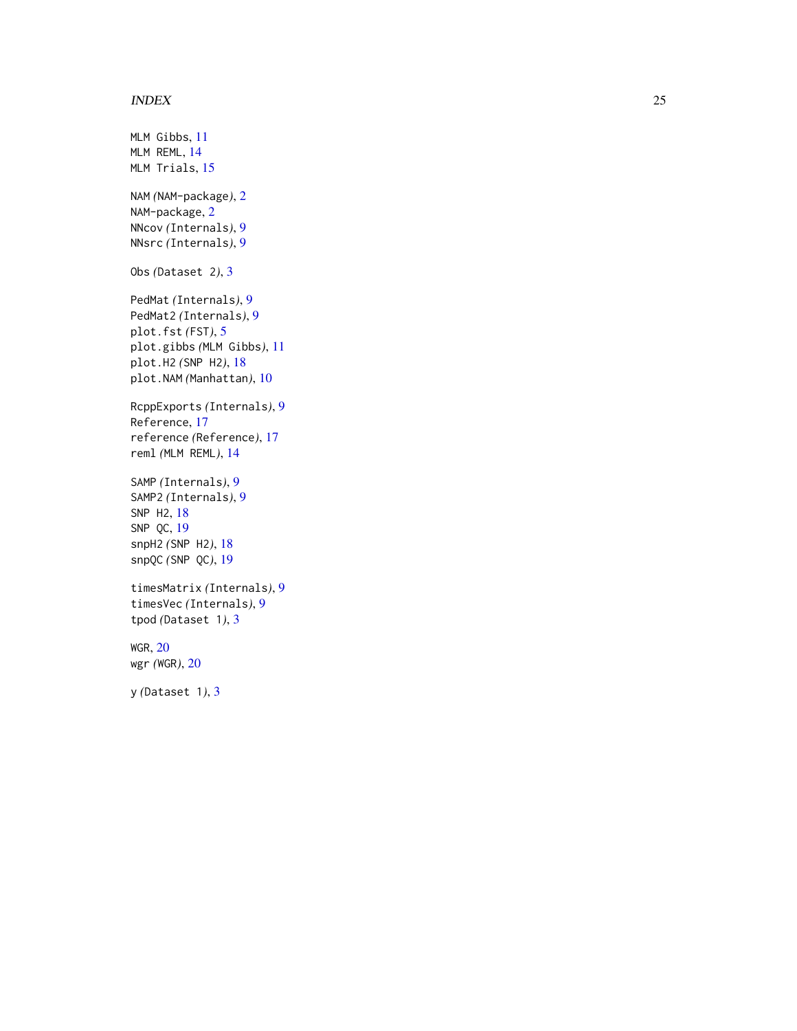MLM Gibbs, 11
MLM REML, 14
MLM Trials, 15

NAM *(*NAM-package*)*, 2
NAM-package, 2
NNcov *(*Internals*)*, 9
NNsrc *(*Internals*)*, 9

Obs *(*Dataset 2*)*, 3

PedMat *(*Internals*)*, 9
PedMat2 *(*Internals*)*, 9
plot.fst *(*FST*)*, 5
plot.gibbs *(*MLM Gibbs*)*, 11
plot.H2 *(*SNP H2*)*, 18
plot.NAM *(*Manhattan*)*, 10

RcppExports *(*Internals*)*, 9
Reference, 17
reference *(*Reference*)*, 17
reml *(*MLM REML*)*, 14

SAMP *(*Internals*)*, 9
SAMP2 *(*Internals*)*, 9
SNP H2, 18
SNP QC, 19
snpH2 *(*SNP H2*)*, 18
snpQC *(*SNP QC*)*, 19

timesMatrix *(*Internals*)*, 9
timesVec *(*Internals*)*, 9
tpod *(*Dataset 1*)*, 3

WGR, 20
wgr *(*WGR*)*, 20

y *(*Dataset 1*)*, 3